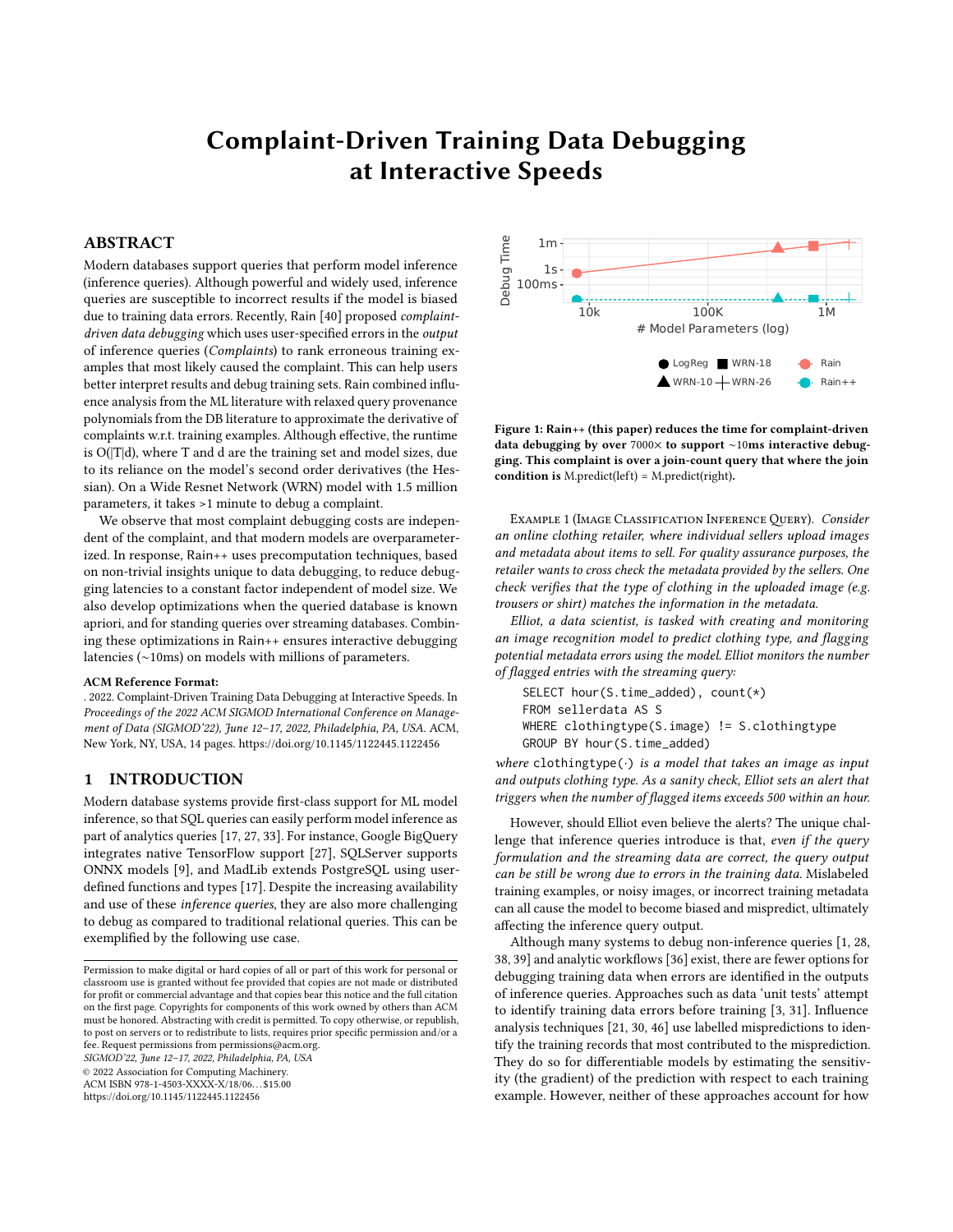# Complaint-Driven Training Data Debugging at Interactive Speeds

## ABSTRACT

Modern databases support queries that perform model inference (inference queries). Although powerful and widely used, inference queries are susceptible to incorrect results if the model is biased due to training data errors. Recently, Rain [40] proposed *complaint-driven data debugging* which uses user-specified errors in the *output* of inference queries (*Complaints*) to rank erroneous training examples that most likely caused the complaint. This can help users better interpret results and debug training sets. Rain combined influence analysis from the ML literature with relaxed query provenance polynomials from the DB literature to approximate the derivative of complaints w.r.t. training examples. Although effective, the runtime is O(|T|d), where T and d are the training set and model sizes, due to its reliance on the model's second order derivatives (the Hessian). On a Wide Resnet Network (WRN) model with 1.5 million parameters, it takes >1 minute to debug a complaint.

We observe that most complaint debugging costs are independent of the complaint, and that modern models are overparameterized. In response, Rain++ uses precomputation techniques, based on non-trivial insights unique to data debugging, to reduce debugging latencies to a constant factor independent of model size. We also develop optimizations when the queried database is known apriori, and for standing queries over streaming databases. Combining these optimizations in Rain++ ensures interactive debugging latencies (~10ms) on models with millions of parameters.

**ACM Reference Format:**
. 2022. Complaint-Driven Training Data Debugging at Interactive Speeds. In *Proceedings of the 2022 ACM SIGMOD International Conference on Management of Data (SIGMOD'22), June 12–17, 2022, Philadelphia, PA, USA.* ACM, New York, NY, USA, 14 pages. https://doi.org/10.1145/1122445.1122456

## 1 INTRODUCTION

Modern database systems provide first-class support for ML model inference, so that SQL queries can easily perform model inference as part of analytics queries [17, 27, 33]. For instance, Google BigQuery integrates native TensorFlow support [27], SQLServer supports ONNX models [9], and MadLib extends PostgreSQL using user-defined functions and types [17]. Despite the increasing availability and use of these *inference queries*, they are also more challenging to debug as compared to traditional relational queries. This can be exemplified by the following use case.

Permission to make digital or hard copies of all or part of this work for personal or classroom use is granted without fee provided that copies are not made or distributed for profit or commercial advantage and that copies bear this notice and the full citation on the first page. Copyrights for components of this work owned by others than ACM must be honored. Abstracting with credit is permitted. To copy otherwise, or republish, to post on servers or to redistribute to lists, requires prior specific permission and/or a fee. Request permissions from permissions@acm.org.
*SIGMOD'22, June 12–17, 2022, Philadelphia, PA, USA*
© 2022 Association for Computing Machinery.
ACM ISBN 978-1-4503-XXXX-X/18/06…$15.00
https://doi.org/10.1145/1122445.1122456

**Figure 1: Rain++ (this paper) reduces the time for complaint-driven data debugging by over 7000× to support ~10ms interactive debugging. This complaint is over a join-count query that where the join condition is** M.predict(left) = M.predict(right)**.**

Example 1 (Image Classification Inference Query). *Consider an online clothing retailer, where individual sellers upload images and metadata about items to sell. For quality assurance purposes, the retailer wants to cross check the metadata provided by the sellers. One check verifies that the type of clothing in the uploaded image (e.g. trousers or shirt) matches the information in the metadata.*

*Elliot, a data scientist, is tasked with creating and monitoring an image recognition model to predict clothing type, and flagging potential metadata errors using the model. Elliot monitors the number of flagged entries with the streaming query:*

```
SELECT hour(S.time_added), count(*)
FROM sellerdata AS S
WHERE clothingtype(S.image) != S.clothingtype
GROUP BY hour(S.time_added)
```

*where* clothingtype(·) *is a model that takes an image as input and outputs clothing type. As a sanity check, Elliot sets an alert that triggers when the number of flagged items exceeds 500 within an hour.*

However, should Elliot even believe the alerts? The unique challenge that inference queries introduce is that, *even if the query formulation and the streaming data are correct, the query output can be still be wrong due to errors in the training data.* Mislabeled training examples, or noisy images, or incorrect training metadata can all cause the model to become biased and mispredict, ultimately affecting the inference query output.

Although many systems to debug non-inference queries [1, 28, 38, 39] and analytic workflows [36] exist, there are fewer options for debugging training data when errors are identified in the outputs of inference queries. Approaches such as data 'unit tests' attempt to identify training data errors before training [3, 31]. Influence analysis techniques [21, 30, 46] use labelled mispredictions to identify the training records that most contributed to the misprediction. They do so for differentiable models by estimating the sensitivity (the gradient) of the prediction with respect to each training example. However, neither of these approaches account for how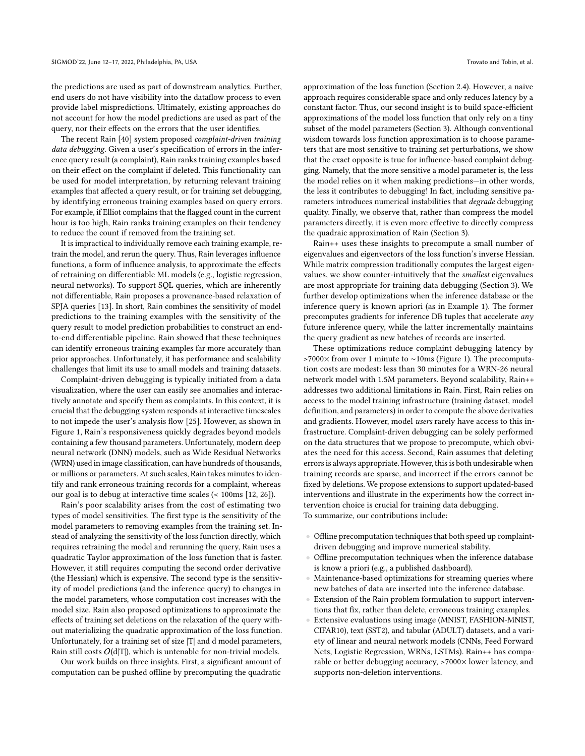the predictions are used as part of downstream analytics. Further, end users do not have visibility into the dataflow process to even provide label mispredictions. Ultimately, existing approaches do not account for how the model predictions are used as part of the query, nor their effects on the errors that the user identifies.

The recent Rain [40] system proposed *complaint-driven training data debugging*. Given a user's specification of errors in the inference query result (a complaint), Rain ranks training examples based on their effect on the complaint if deleted. This functionality can be used for model interpretation, by returning relevant training examples that affected a query result, or for training set debugging, by identifying erroneous training examples based on query errors. For example, if Elliot complains that the flagged count in the current hour is too high, Rain ranks training examples on their tendency to reduce the count if removed from the training set.

It is impractical to individually remove each training example, retrain the model, and rerun the query. Thus, Rain leverages influence functions, a form of influence analysis, to approximate the effects of retraining on differentiable ML models (e.g., logistic regression, neural networks). To support SQL queries, which are inherently not differentiable, Rain proposes a provenance-based relaxation of SPJA queries [13]. In short, Rain combines the sensitivity of model predictions to the training examples with the sensitivity of the query result to model prediction probabilities to construct an end-to-end differentiable pipeline. Rain showed that these techniques can identify erroneous training examples far more accurately than prior approaches. Unfortunately, it has performance and scalability challenges that limit its use to small models and training datasets.

Complaint-driven debugging is typically initiated from a data visualization, where the user can easily see anomalies and interactively annotate and specify them as complaints. In this context, it is crucial that the debugging system responds at interactive timescales to not impede the user's analysis flow [25]. However, as shown in Figure 1, Rain's responsiveness quickly degrades beyond models containing a few thousand parameters. Unfortunately, modern deep neural network (DNN) models, such as Wide Residual Networks (WRN) used in image classification, can have hundreds of thousands, or millions or parameters. At such scales, Rain takes minutes to identify and rank erroneous training records for a complaint, whereas our goal is to debug at interactive time scales (< 100ms [12, 26]).

Rain's poor scalability arises from the cost of estimating two types of model sensitivities. The first type is the sensitivity of the model parameters to removing examples from the training set. Instead of analyzing the sensitivity of the loss function directly, which requires retraining the model and rerunning the query, Rain uses a quadratic Taylor approximation of the loss function that is faster. However, it still requires computing the second order derivative (the Hessian) which is expensive. The second type is the sensitivity of model predictions (and the inference query) to changes in the model parameters, whose computation cost increases with the model size. Rain also proposed optimizations to approximate the effects of training set deletions on the relaxation of the query without materializing the quadratic approximation of the loss function. Unfortunately, for a training set of size |T| and d model parameters, Rain still costs $O(d|T|)$, which is untenable for non-trivial models.

Our work builds on three insights. First, a significant amount of computation can be pushed offline by precomputing the quadratic approximation of the loss function (Section 2.4). However, a naive approach requires considerable space and only reduces latency by a constant factor. Thus, our second insight is to build space-efficient approximations of the model loss function that only rely on a tiny subset of the model parameters (Section 3). Although conventional wisdom towards loss function approximation is to choose parameters that are most sensitive to training set perturbations, we show that the exact opposite is true for influence-based complaint debugging. Namely, that the more sensitive a model parameter is, the less the model relies on it when making predictions—in other words, the less it contributes to debugging! In fact, including sensitive parameters introduces numerical instabilities that *degrade* debugging quality. Finally, we observe that, rather than compress the model parameters directly, it is even more effective to directly compress the quadraic approximation of Rain (Section 3).

Rain++ uses these insights to precompute a small number of eigenvalues and eigenvectors of the loss function's inverse Hessian. While matrix compression traditionally computes the largest eigenvalues, we show counter-intuitively that the *smallest* eigenvalues are most appropriate for training data debugging (Section 3). We further develop optimizations when the inference database or the inference query is known apriori (as in Example 1). The former precomputes gradients for inference DB tuples that accelerate *any* future inference query, while the latter incrementally maintains the query gradient as new batches of records are inserted.

These optimizations reduce complaint debugging latency by >7000× from over 1 minute to ~10ms (Figure 1). The precomputation costs are modest: less than 30 minutes for a WRN-26 neural network model with 1.5M parameters. Beyond scalability, Rain++ addresses two additional limitations in Rain. First, Rain relies on access to the model training infrastructure (training dataset, model definition, and parameters) in order to compute the above derivaties and gradients. However, model *users* rarely have access to this infrastructure. Complaint-driven debugging can be solely performed on the data structures that we propose to precompute, which obviates the need for this access. Second, Rain assumes that deleting errors is always appropriate. However, this is both undesirable when training records are sparse, and incorrect if the errors cannot be fixed by deletions. We propose extensions to support updated-based interventions and illustrate in the experiments how the correct intervention choice is crucial for training data debugging.

To summarize, our contributions include:

- Offline precomputation techniques that both speed up complaint-driven debugging and improve numerical stability.
- Offline precomputation techniques when the inference database is know a priori (e.g., a published dashboard).
- Maintenance-based optimizations for streaming queries where new batches of data are inserted into the inference database.
- Extension of the Rain problem formulation to support interventions that fix, rather than delete, erroneous training examples.
- Extensive evaluations using image (MNIST, FASHION-MNIST, CIFAR10), text (SST2), and tabular (ADULT) datasets, and a variety of linear and neural network models (CNNs, Feed Forward Nets, Logistic Regression, WRNs, LSTMs). Rain++ has comparable or better debugging accuracy, >7000× lower latency, and supports non-deletion interventions.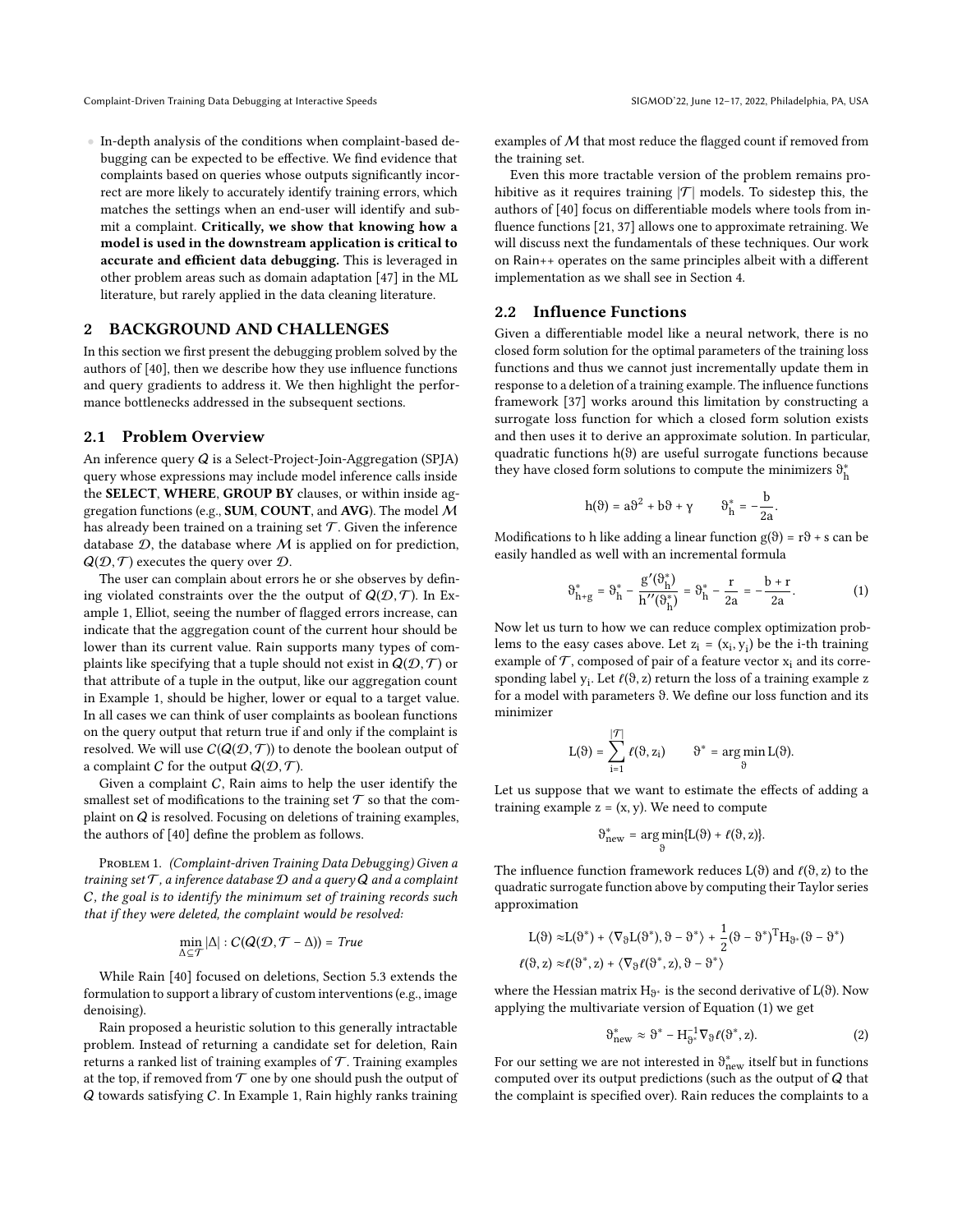- In-depth analysis of the conditions when complaint-based debugging can be expected to be effective. We find evidence that complaints based on queries whose outputs significantly incorrect are more likely to accurately identify training errors, which matches the settings when an end-user will identify and submit a complaint. **Critically, we show that knowing how a model is used in the downstream application is critical to accurate and efficient data debugging.** This is leveraged in other problem areas such as domain adaptation [47] in the ML literature, but rarely applied in the data cleaning literature.

## 2 BACKGROUND AND CHALLENGES

In this section we first present the debugging problem solved by the authors of [40], then we describe how they use influence functions and query gradients to address it. We then highlight the performance bottlenecks addressed in the subsequent sections.

### 2.1 Problem Overview

An inference query $Q$ is a Select-Project-Join-Aggregation (SPJA) query whose expressions may include model inference calls inside the **SELECT**, **WHERE**, **GROUP BY** clauses, or within inside aggregation functions (e.g., **SUM**, **COUNT**, and **AVG**). The model $\mathcal{M}$ has already been trained on a training set $\mathcal{T}$. Given the inference database $\mathcal{D}$, the database where $\mathcal{M}$ is applied on for prediction, $Q(\mathcal{D}, \mathcal{T})$ executes the query over $\mathcal{D}$.

The user can complain about errors he or she observes by defining violated constraints over the the output of $Q(\mathcal{D}, \mathcal{T})$. In Example 1, Elliot, seeing the number of flagged errors increase, can indicate that the aggregation count of the current hour should be lower than its current value. Rain supports many types of complaints like specifying that a tuple should not exist in $Q(\mathcal{D}, \mathcal{T})$ or that attribute of a tuple in the output, like our aggregation count in Example 1, should be higher, lower or equal to a target value. In all cases we can think of user complaints as boolean functions on the query output that return true if and only if the complaint is resolved. We will use $C(Q(\mathcal{D}, \mathcal{T}))$ to denote the boolean output of a complaint $C$ for the output $Q(\mathcal{D}, \mathcal{T})$.

Given a complaint $C$, Rain aims to help the user identify the smallest set of modifications to the training set $\mathcal{T}$ so that the complaint on $Q$ is resolved. Focusing on deletions of training examples, the authors of [40] define the problem as follows.

Problem 1. *(Complaint-driven Training Data Debugging) Given a training set $\mathcal{T}$, a inference database $\mathcal{D}$ and a query $Q$ and a complaint $C$, the goal is to identify the minimum set of training records such that if they were deleted, the complaint would be resolved:*

$$\min_{\Delta \subseteq \mathcal{T}} |\Delta| : C(Q(\mathcal{D}, \mathcal{T} - \Delta)) = \mathit{True}$$

While Rain [40] focused on deletions, Section 5.3 extends the formulation to support a library of custom interventions (e.g., image denoising).

Rain proposed a heuristic solution to this generally intractable problem. Instead of returning a candidate set for deletion, Rain returns a ranked list of training examples of $\mathcal{T}$. Training examples at the top, if removed from $\mathcal{T}$ one by one should push the output of $Q$ towards satisfying $C$. In Example 1, Rain highly ranks training examples of $\mathcal{M}$ that most reduce the flagged count if removed from the training set.

Even this more tractable version of the problem remains prohibitive as it requires training $|\mathcal{T}|$ models. To sidestep this, the authors of [40] focus on differentiable models where tools from influence functions [21, 37] allows one to approximate retraining. We will discuss next the fundamentals of these techniques. Our work on Rain++ operates on the same principles albeit with a different implementation as we shall see in Section 4.

### 2.2 Influence Functions

Given a differentiable model like a neural network, there is no closed form solution for the optimal parameters of the training loss functions and thus we cannot just incrementally update them in response to a deletion of a training example. The influence functions framework [37] works around this limitation by constructing a surrogate loss function for which a closed form solution exists and then uses it to derive an approximate solution. In particular, quadratic functions $h(\vartheta)$ are useful surrogate functions because they have closed form solutions to compute the minimizers $\vartheta^*_h$

$$h(\vartheta) = a\vartheta^2 + b\vartheta + \gamma \qquad \vartheta^*_h = -\frac{b}{2a}.$$

Modifications to h like adding a linear function $g(\vartheta) = r\vartheta + s$ can be easily handled as well with an incremental formula

$$\vartheta^*_{h+g} = \vartheta^*_h - \frac{g'(\vartheta^*_h)}{h''(\vartheta^*_h)} = \vartheta^*_h - \frac{r}{2a} = -\frac{b+r}{2a}. \tag{1}$$

Now let us turn to how we can reduce complex optimization problems to the easy cases above. Let $z_i = (x_i, y_i)$ be the i-th training example of $\mathcal{T}$, composed of pair of a feature vector $x_i$ and its corresponding label $y_i$. Let $\ell(\vartheta, z)$ return the loss of a training example z for a model with parameters $\vartheta$. We define our loss function and its minimizer

$$L(\vartheta) = \sum_{i=1}^{|\mathcal{T}|} \ell(\vartheta, z_i) \qquad \vartheta^* = \arg\min_{\vartheta} L(\vartheta).$$

Let us suppose that we want to estimate the effects of adding a training example $z = (x, y)$. We need to compute

$$\vartheta^*_{new} = \arg\min_{\vartheta} \{L(\vartheta) + \ell(\vartheta, z)\}.$$

The influence function framework reduces $L(\vartheta)$ and $\ell(\vartheta, z)$ to the quadratic surrogate function above by computing their Taylor series approximation

$$L(\vartheta) \approx L(\vartheta^*) + \langle \nabla_\vartheta L(\vartheta^*), \vartheta - \vartheta^* \rangle + \frac{1}{2}(\vartheta - \vartheta^*)^T H_{\vartheta^*}(\vartheta - \vartheta^*)$$
$$\ell(\vartheta, z) \approx \ell(\vartheta^*, z) + \langle \nabla_\vartheta \ell(\vartheta^*, z), \vartheta - \vartheta^* \rangle$$

where the Hessian matrix $H_{\vartheta^*}$ is the second derivative of $L(\vartheta)$. Now applying the multivariate version of Equation (1) we get

$$\vartheta^*_{new} \approx \vartheta^* - H^{-1}_{\vartheta^*} \nabla_\vartheta \ell(\vartheta^*, z). \tag{2}$$

For our setting we are not interested in $\vartheta^*_{new}$ itself but in functions computed over its output predictions (such as the output of $Q$ that the complaint is specified over). Rain reduces the complaints to a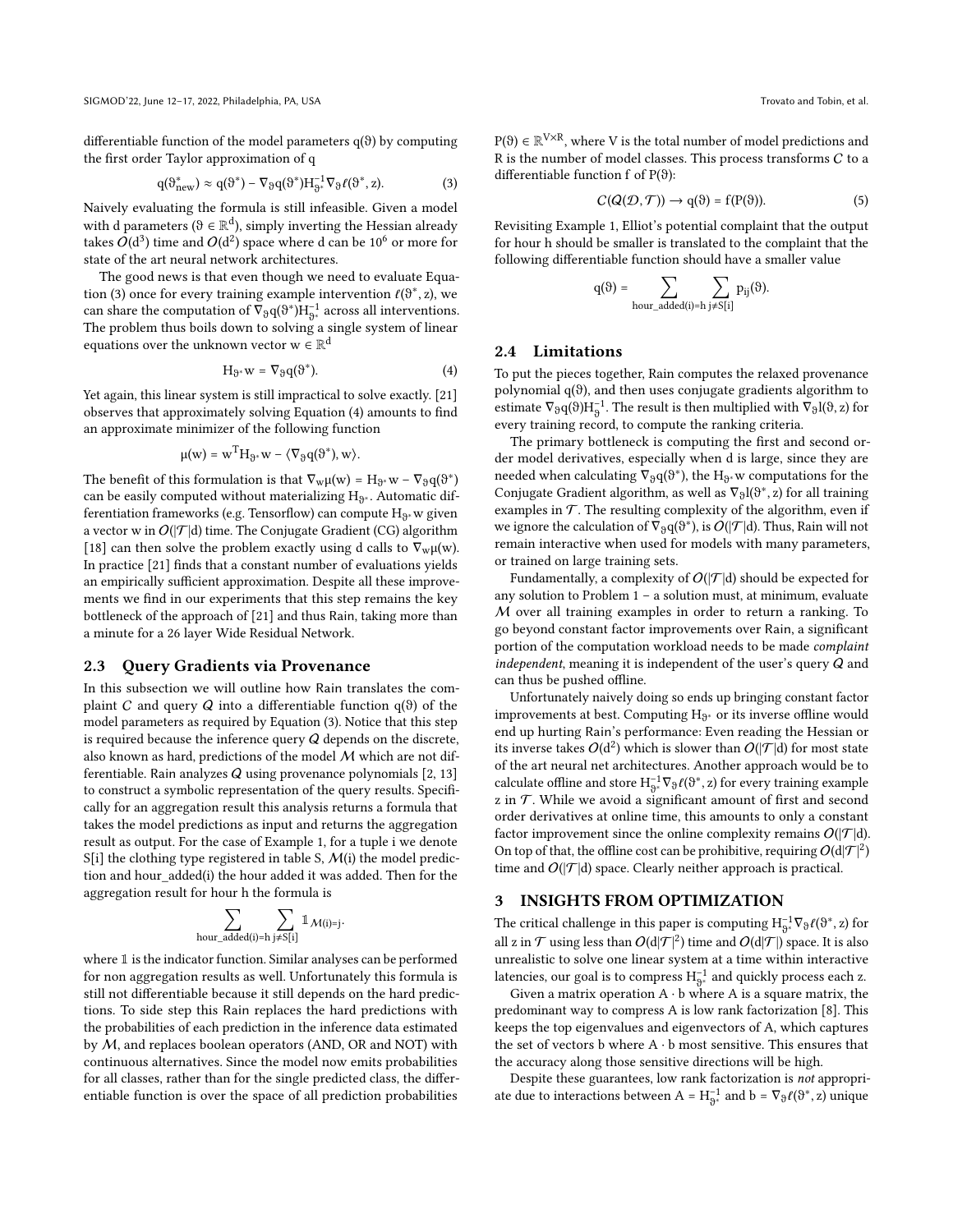differentiable function of the model parameters $q(\vartheta)$ by computing the first order Taylor approximation of q

$$q(\vartheta^*_{\text{new}}) \approx q(\vartheta^*) - \nabla_\vartheta q(\vartheta^*) H^{-1}_{\vartheta^*} \nabla_\vartheta \ell(\vartheta^*, z). \tag{3}$$

Naively evaluating the formula is still infeasible. Given a model with d parameters ($\vartheta \in \mathbb{R}^d$), simply inverting the Hessian already takes $O(d^3)$ time and $O(d^2)$ space where d can be $10^6$ or more for state of the art neural network architectures.

The good news is that even though we need to evaluate Equation (3) once for every training example intervention $\ell(\vartheta^*, z)$, we can share the computation of $\nabla_\vartheta q(\vartheta^*) H^{-1}_{\vartheta^*}$ across all interventions. The problem thus boils down to solving a single system of linear equations over the unknown vector $w \in \mathbb{R}^d$

$$H_{\vartheta^*} w = \nabla_\vartheta q(\vartheta^*). \tag{4}$$

Yet again, this linear system is still impractical to solve exactly. [21] observes that approximately solving Equation (4) amounts to find an approximate minimizer of the following function

$$\mu(w) = w^T H_{\vartheta^*} w - \langle \nabla_\vartheta q(\vartheta^*), w \rangle.$$

The benefit of this formulation is that $\nabla_w \mu(w) = H_{\vartheta^*} w - \nabla_\vartheta q(\vartheta^*)$ can be easily computed without materializing $H_{\vartheta^*}$. Automatic differentiation frameworks (e.g. Tensorflow) can compute $H_{\vartheta^*} w$ given a vector w in $O(|\mathcal{T}|d)$ time. The Conjugate Gradient (CG) algorithm [18] can then solve the problem exactly using d calls to $\nabla_w \mu(w)$. In practice [21] finds that a constant number of evaluations yields an empirically sufficient approximation. Despite all these improvements we find in our experiments that this step remains the key bottleneck of the approach of [21] and thus Rain, taking more than a minute for a 26 layer Wide Residual Network.

### 2.3 Query Gradients via Provenance

In this subsection we will outline how Rain translates the complaint $C$ and query $Q$ into a differentiable function $q(\vartheta)$ of the model parameters as required by Equation (3). Notice that this step is required because the inference query $Q$ depends on the discrete, also known as hard, predictions of the model $\mathcal{M}$ which are not differentiable. Rain analyzes $Q$ using provenance polynomials [2, 13] to construct a symbolic representation of the query results. Specifically for an aggregation result this analysis returns a formula that takes the model predictions as input and returns the aggregation result as output. For the case of Example 1, for a tuple i we denote S[i] the clothing type registered in table S, $\mathcal{M}(i)$ the model prediction and hour_added(i) the hour added it was added. Then for the aggregation result for hour h the formula is

$$\sum_{\text{hour\_added}(i)=h} \sum_{j \neq S[i]} \mathbb{1}_{\mathcal{M}(i)=j}.$$

where $\mathbb{1}$ is the indicator function. Similar analyses can be performed for non aggregation results as well. Unfortunately this formula is still not differentiable because it still depends on the hard predictions. To side step this Rain replaces the hard predictions with the probabilities of each prediction in the inference data estimated by $\mathcal{M}$, and replaces boolean operators (AND, OR and NOT) with continuous alternatives. Since the model now emits probabilities for all classes, rather than for the single predicted class, the differentiable function is over the space of all prediction probabilities $P(\vartheta) \in \mathbb{R}^{V \times R}$, where V is the total number of model predictions and R is the number of model classes. This process transforms $C$ to a differentiable function f of $P(\vartheta)$:

$$C(Q(\mathcal{D}, \mathcal{T})) \to q(\vartheta) = f(P(\vartheta)). \tag{5}$$

Revisiting Example 1, Elliot's potential complaint that the output for hour h should be smaller is translated to the complaint that the following differentiable function should have a smaller value

$$q(\vartheta) = \sum_{\text{hour\_added}(i)=h} \sum_{j \neq S[i]} p_{ij}(\vartheta).$$

### 2.4 Limitations

To put the pieces together, Rain computes the relaxed provenance polynomial $q(\vartheta)$, and then uses conjugate gradients algorithm to estimate $\nabla_\vartheta q(\vartheta) H^{-1}_\vartheta$. The result is then multiplied with $\nabla_\vartheta l(\vartheta, z)$ for every training record, to compute the ranking criteria.

The primary bottleneck is computing the first and second order model derivatives, especially when d is large, since they are needed when calculating $\nabla_\vartheta q(\vartheta^*)$, the $H_{\vartheta^*} w$ computations for the Conjugate Gradient algorithm, as well as $\nabla_\vartheta l(\vartheta^*, z)$ for all training examples in $\mathcal{T}$. The resulting complexity of the algorithm, even if we ignore the calculation of $\nabla_\vartheta q(\vartheta^*)$, is $O(|\mathcal{T}|d)$. Thus, Rain will not remain interactive when used for models with many parameters, or trained on large training sets.

Fundamentally, a complexity of $O(|\mathcal{T}|d)$ should be expected for any solution to Problem 1 – a solution must, at minimum, evaluate $\mathcal{M}$ over all training examples in order to return a ranking. To go beyond constant factor improvements over Rain, a significant portion of the computation workload needs to be made *complaint independent*, meaning it is independent of the user's query $Q$ and can thus be pushed offline.

Unfortunately naively doing so ends up bringing constant factor improvements at best. Computing $H_{\vartheta^*}$ or its inverse offline would end up hurting Rain's performance: Even reading the Hessian or its inverse takes $O(d^2)$ which is slower than $O(|\mathcal{T}|d)$ for most state of the art neural net architectures. Another approach would be to calculate offline and store $H^{-1}_{\vartheta^*} \nabla_\vartheta \ell(\vartheta^*, z)$ for every training example z in $\mathcal{T}$. While we avoid a significant amount of first and second order derivatives at online time, this amounts to only a constant factor improvement since the online complexity remains $O(|\mathcal{T}|d)$. On top of that, the offline cost can be prohibitive, requiring $O(d|\mathcal{T}|^2)$ time and $O(|\mathcal{T}|d)$ space. Clearly neither approach is practical.

## 3 INSIGHTS FROM OPTIMIZATION

The critical challenge in this paper is computing $H^{-1}_{\vartheta^*} \nabla_\vartheta \ell(\vartheta^*, z)$ for all z in $\mathcal{T}$ using less than $O(d|\mathcal{T}|^2)$ time and $O(d|\mathcal{T}|)$ space. It is also unrealistic to solve one linear system at a time within interactive latencies, our goal is to compress $H^{-1}_{\vartheta^*}$ and quickly process each z.

Given a matrix operation $A \cdot b$ where A is a square matrix, the predominant way to compress A is low rank factorization [8]. This keeps the top eigenvalues and eigenvectors of A, which captures the set of vectors b where $A \cdot b$ most sensitive. This ensures that the accuracy along those sensitive directions will be high.

Despite these guarantees, low rank factorization is *not* appropriate due to interactions between $A = H^{-1}_{\vartheta^*}$ and $b = \nabla_\vartheta \ell(\vartheta^*, z)$ unique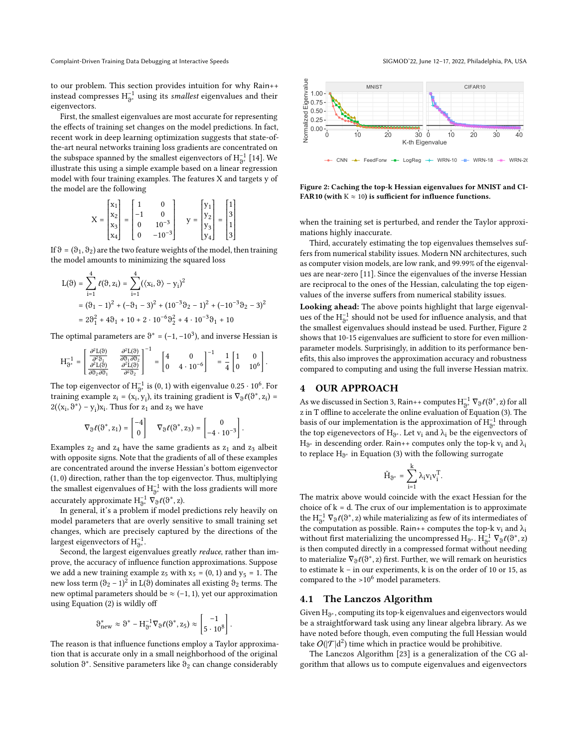to our problem. This section provides intuition for why Rain++ instead compresses $H_{\vartheta^*}^{-1}$ using its *smallest* eigenvalues and their eigenvectors.

First, the smallest eigenvalues are most accurate for representing the effects of training set changes on the model predictions. In fact, recent work in deep learning optimization suggests that state-of-the-art neural networks training loss gradients are concentrated on the subspace spanned by the smallest eigenvectors of $H_{\vartheta^*}^{-1}$ [14]. We illustrate this using a simple example based on a linear regression model with four training examples. The features X and targets y of the model are the following

$$X = \begin{bmatrix} x_1 \\ x_2 \\ x_3 \\ x_4 \end{bmatrix} = \begin{bmatrix} 1 & 0 \\ -1 & 0 \\ 0 & 10^{-3} \\ 0 & -10^{-3} \end{bmatrix} \quad y = \begin{bmatrix} y_1 \\ y_2 \\ y_3 \\ y_4 \end{bmatrix} = \begin{bmatrix} 1 \\ 3 \\ 1 \\ 3 \end{bmatrix}$$

If $\vartheta = (\vartheta_1, \vartheta_2)$ are the two feature weights of the model, then training the model amounts to minimizing the squared loss

$$\begin{aligned} L(\vartheta) &= \sum_{i=1}^{4} \ell(\vartheta, z_i) = \sum_{i=1}^{4} (\langle x_i, \vartheta \rangle - y_i)^2 \\ &= (\vartheta_1 - 1)^2 + (-\vartheta_1 - 3)^2 + (10^{-3}\vartheta_2 - 1)^2 + (-10^{-3}\vartheta_2 - 3)^2 \\ &= 2\vartheta_1^2 + 4\vartheta_1 + 10 + 2 \cdot 10^{-6}\vartheta_2^2 + 4 \cdot 10^{-3}\vartheta_1 + 10 \end{aligned}$$

The optimal parameters are $\vartheta^* = (-1, -10^3)$, and inverse Hessian is

$$H_{\vartheta^*}^{-1} = \begin{bmatrix} \frac{\partial^2 L(\vartheta)}{\partial^2 \vartheta_1} & \frac{\partial^2 L(\vartheta)}{\partial \vartheta_1 \partial \vartheta_2} \\ \frac{\partial^2 L(\vartheta)}{\partial \vartheta_2 \partial \vartheta_1} & \frac{\partial^2 L(\vartheta)}{\partial^2 \vartheta_2} \end{bmatrix}^{-1} = \begin{bmatrix} 4 & 0 \\ 0 & 4 \cdot 10^{-6} \end{bmatrix}^{-1} = \frac{1}{4} \begin{bmatrix} 1 & 0 \\ 0 & 10^6 \end{bmatrix}.$$

The top eigenvector of $H_{\vartheta^*}^{-1}$ is $(0, 1)$ with eigenvalue $0.25 \cdot 10^6$. For training example $z_i = (x_i, y_i)$, its training gradient is $\nabla_\vartheta \ell(\vartheta^*, z_i) = 2(\langle x_i, \vartheta^* \rangle - y_i)x_i$. Thus for $z_1$ and $z_3$ we have

$$\nabla_\vartheta \ell(\vartheta^*, z_1) = \begin{bmatrix} -4 \\ 0 \end{bmatrix} \quad \nabla_\vartheta \ell(\vartheta^*, z_3) = \begin{bmatrix} 0 \\ -4 \cdot 10^{-3} \end{bmatrix}.$$

Examples $z_2$ and $z_4$ have the same gradients as $z_1$ and $z_3$ albeit with opposite signs. Note that the gradients of all of these examples are concentrated around the inverse Hessian's bottom eigenvector $(1, 0)$ direction, rather than the top eigenvector. Thus, multiplying the smallest eigenvalues of $H_{\vartheta^*}^{-1}$ with the loss gradients will more accurately approximate $H_{\vartheta^*}^{-1} \nabla_\vartheta \ell(\vartheta^*, z)$.

In general, it's a problem if model predictions rely heavily on model parameters that are overly sensitive to small training set changes, which are precisely captured by the directions of the largest eigenvectors of $H_{\vartheta^*}^{-1}$.

Second, the largest eigenvalues greatly *reduce*, rather than improve, the accuracy of influence function approximations. Suppose we add a new training example $z_5$ with $x_5 = (0, 1)$ and $y_5 = 1$. The new loss term $(\vartheta_2 - 1)^2$ in $L(\vartheta)$ dominates all existing $\vartheta_2$ terms. The new optimal parameters should be $\approx (-1, 1)$, yet our approximation using Equation (2) is wildly off

$$\vartheta_{\text{new}}^* \approx \vartheta^* - H_{\vartheta^*}^{-1} \nabla_\vartheta \ell(\vartheta^*, z_5) \approx \begin{bmatrix} -1 \\ 5 \cdot 10^8 \end{bmatrix}.$$

The reason is that influence functions employ a Taylor approximation that is accurate only in a small neighborhood of the original solution $\vartheta^*$. Sensitive parameters like $\vartheta_2$ can change considerably when the training set is perturbed, and render the Taylor approximations highly inaccurate.

Third, accurately estimating the top eigenvalues themselves suffers from numerical stability issues. Modern NN architectures, such as computer vision models, are low rank, and 99.99% of the eigenvalues are near-zero [11]. Since the eigenvalues of the inverse Hessian are reciprocal to the ones of the Hessian, calculating the top eigenvalues of the inverse suffers from numerical stability issues.

**Looking ahead:** The above points highlight that large eigenvalues of the $H_{\vartheta^*}^{-1}$ should not be used for influence analysis, and that the smallest eigenvalues should instead be used. Further, Figure 2 shows that 10-15 eigenvalues are sufficient to store for even million-parameter models. Surprisingly, in addition to its performance benefits, this also improves the approximation accuracy and robustness compared to computing and using the full inverse Hessian matrix.

**Figure 2: Caching the top-k Hessian eigenvalues for MNIST and CIFAR10 (with K ≈ 10) is sufficient for influence functions.**

## 4 OUR APPROACH

As we discussed in Section 3, Rain++ computes $H_{\vartheta^*}^{-1} \nabla_\vartheta \ell(\vartheta^*, z)$ for all z in T offline to accelerate the online evaluation of Equation (3). The basis of our implementation is the approximation of $H_{\vartheta^*}^{-1}$ through the top eigenvectors of $H_{\vartheta^*}$. Let $v_i$ and $\lambda_i$ be the eigenvectors of $H_{\vartheta^*}$ in descending order. Rain++ computes only the top-k $v_i$ and $\lambda_i$ to replace $H_{\vartheta^*}$ in Equation (3) with the following surrogate

$$\tilde{H}_{\vartheta^*} = \sum_{i=1}^{k} \lambda_i v_i v_i^T.$$

The matrix above would coincide with the exact Hessian for the choice of k = d. The crux of our implementation is to approximate the $H_{\vartheta^*}^{-1} \nabla_\vartheta \ell(\vartheta^*, z)$ while materializing as few of its intermediates of the computation as possible. Rain++ computes the top-k $v_i$ and $\lambda_i$ without first materializing the uncompressed $H_{\vartheta^*}$. $H_{\vartheta^*}^{-1} \nabla_\vartheta \ell(\vartheta^*, z)$ is then computed directly in a compressed format without needing to materialize $\nabla_\vartheta \ell(\vartheta^*, z)$ first. Further, we will remark on heuristics to estimate k – in our experiments, k is on the order of 10 or 15, as compared to the >$10^6$ model parameters.

### 4.1 The Lanczos Algorithm

Given $H_{\vartheta^*}$, computing its top-k eigenvalues and eigenvectors would be a straightforward task using any linear algebra library. As we have noted before though, even computing the full Hessian would take $O(|\mathcal{T}|d^2)$ time which in practice would be prohibitive.

The Lanczos Algorithm [23] is a generalization of the CG algorithm that allows us to compute eigenvalues and eigenvectors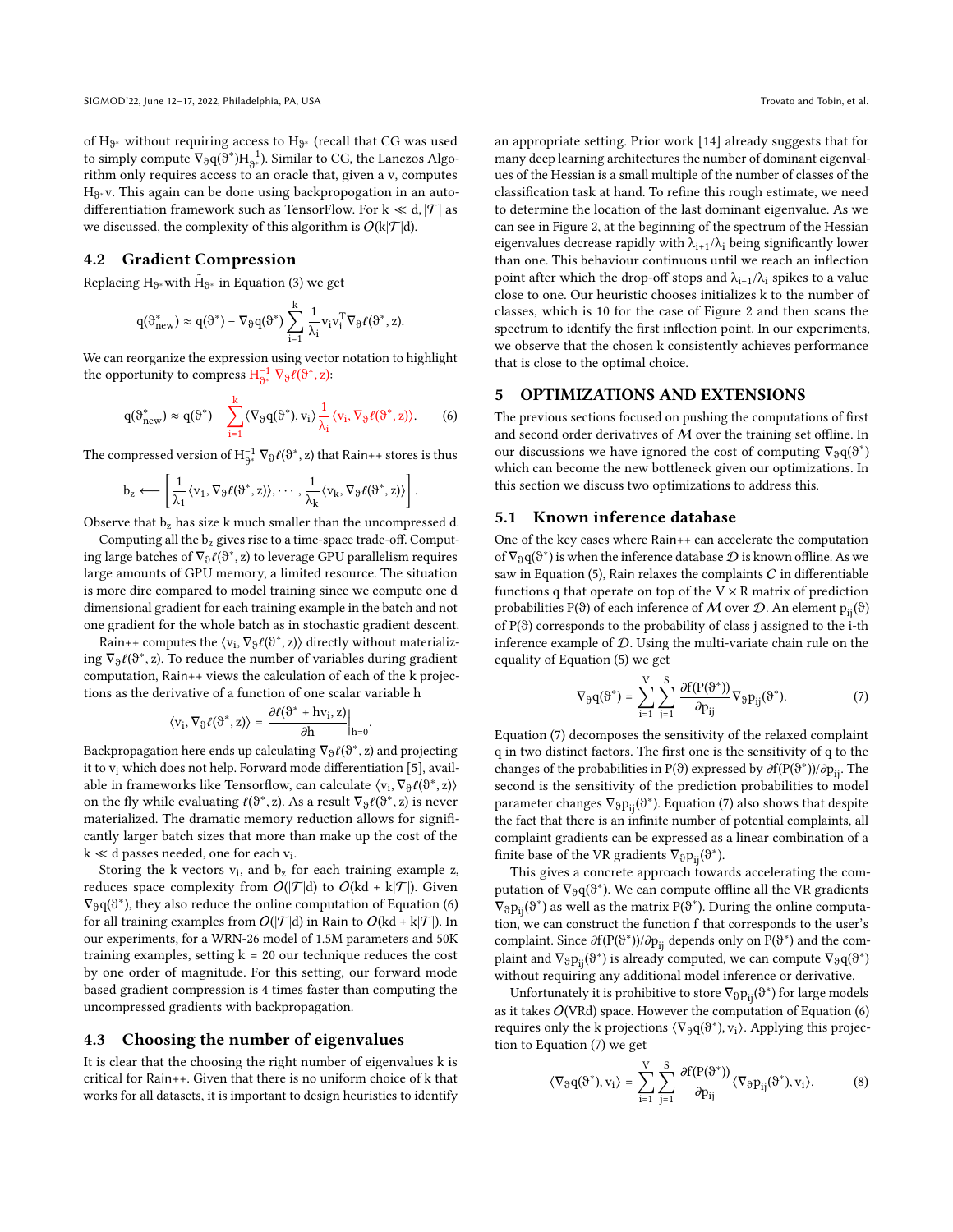of $H_{\vartheta^*}$ without requiring access to $H_{\vartheta^*}$ (recall that CG was used to simply compute $\nabla_\vartheta q(\vartheta^*) H_{\vartheta^*}^{-1}$). Similar to CG, the Lanczos Algorithm only requires access to an oracle that, given a v, computes $H_{\vartheta^*} v$. This again can be done using backpropogation in an auto-differentiation framework such as TensorFlow. For $k \ll d, |\mathcal{T}|$ as we discussed, the complexity of this algorithm is $\mathcal{O}(k|\mathcal{T}|d)$.

## 4.2 Gradient Compression

Replacing $H_{\vartheta^*}$ with $\tilde{H}_{\vartheta^*}$ in Equation (3) we get

$$q(\vartheta^*_{\text{new}}) \approx q(\vartheta^*) - \nabla_\vartheta q(\vartheta^*) \sum_{i=1}^{k} \frac{1}{\lambda_i} v_i v_i^T \nabla_\vartheta \ell(\vartheta^*, z).$$

We can reorganize the expression using vector notation to highlight the opportunity to compress $H_{\vartheta^*}^{-1} \nabla_\vartheta \ell(\vartheta^*, z)$:

$$q(\vartheta^*_{\text{new}}) \approx q(\vartheta^*) - \sum_{i=1}^{k} \langle \nabla_\vartheta q(\vartheta^*), v_i \rangle \frac{1}{\lambda_i} \langle v_i, \nabla_\vartheta \ell(\vartheta^*, z) \rangle. \quad (6)$$

The compressed version of $H_{\vartheta^*}^{-1} \nabla_\vartheta \ell(\vartheta^*, z)$ that Rain++ stores is thus

$$b_z \longleftarrow \left[ \frac{1}{\lambda_1} \langle v_1, \nabla_\vartheta \ell(\vartheta^*, z) \rangle, \cdots, \frac{1}{\lambda_k} \langle v_k, \nabla_\vartheta \ell(\vartheta^*, z) \rangle \right].$$

Observe that $b_z$ has size k much smaller than the uncompressed d.

Computing all the $b_z$ gives rise to a time-space trade-off. Computing large batches of $\nabla_\vartheta \ell(\vartheta^*, z)$ to leverage GPU parallelism requires large amounts of GPU memory, a limited resource. The situation is more dire compared to model training since we compute one d dimensional gradient for each training example in the batch and not one gradient for the whole batch as in stochastic gradient descent.

Rain++ computes the $\langle v_i, \nabla_\vartheta \ell(\vartheta^*, z) \rangle$ directly without materializing $\nabla_\vartheta \ell(\vartheta^*, z)$. To reduce the number of variables during gradient computation, Rain++ views the calculation of each of the k projections as the derivative of a function of one scalar variable h

$$\langle v_i, \nabla_\vartheta \ell(\vartheta^*, z) \rangle = \frac{\partial \ell(\vartheta^* + h v_i, z)}{\partial h} \bigg|_{h=0}.$$

Backpropagation here ends up calculating $\nabla_\vartheta \ell(\vartheta^*, z)$ and projecting it to $v_i$ which does not help. Forward mode differentiation [5], available in frameworks like Tensorflow, can calculate $\langle v_i, \nabla_\vartheta \ell(\vartheta^*, z) \rangle$ on the fly while evaluating $\ell(\vartheta^*, z)$. As a result $\nabla_\vartheta \ell(\vartheta^*, z)$ is never materialized. The dramatic memory reduction allows for significantly larger batch sizes that more than make up the cost of the $k \ll d$ passes needed, one for each $v_i$.

Storing the k vectors $v_i$, and $b_z$ for each training example z, reduces space complexity from $\mathcal{O}(|\mathcal{T}|d)$ to $\mathcal{O}(kd + k|\mathcal{T}|)$. Given $\nabla_\vartheta q(\vartheta^*)$, they also reduce the online computation of Equation (6) for all training examples from $\mathcal{O}(|\mathcal{T}|d)$ in Rain to $\mathcal{O}(kd + k|\mathcal{T}|)$. In our experiments, for a WRN-26 model of 1.5M parameters and 50K training examples, setting $k = 20$ our technique reduces the cost by one order of magnitude. For this setting, our forward mode based gradient compression is 4 times faster than computing the uncompressed gradients with backpropagation.

## 4.3 Choosing the number of eigenvalues

It is clear that the choosing the right number of eigenvalues k is critical for Rain++. Given that there is no uniform choice of k that works for all datasets, it is important to design heuristics to identify an appropriate setting. Prior work [14] already suggests that for many deep learning architectures the number of dominant eigenvalues of the Hessian is a small multiple of the number of classes of the classification task at hand. To refine this rough estimate, we need to determine the location of the last dominant eigenvalue. As we can see in Figure 2, at the beginning of the spectrum of the Hessian eigenvalues decrease rapidly with $\lambda_{i+1}/\lambda_i$ being significantly lower than one. This behaviour continuous until we reach an inflection point after which the drop-off stops and $\lambda_{i+1}/\lambda_i$ spikes to a value close to one. Our heuristic chooses initializes k to the number of classes, which is 10 for the case of Figure 2 and then scans the spectrum to identify the first inflection point. In our experiments, we observe that the chosen k consistently achieves performance that is close to the optimal choice.

# 5 OPTIMIZATIONS AND EXTENSIONS

The previous sections focused on pushing the computations of first and second order derivatives of $\mathcal{M}$ over the training set offline. In our discussions we have ignored the cost of computing $\nabla_\vartheta q(\vartheta^*)$ which can become the new bottleneck given our optimizations. In this section we discuss two optimizations to address this.

## 5.1 Known inference database

One of the key cases where Rain++ can accelerate the computation of $\nabla_\vartheta q(\vartheta^*)$ is when the inference database $\mathcal{D}$ is known offline. As we saw in Equation (5), Rain relaxes the complaints $C$ in differentiable functions q that operate on top of the $V \times R$ matrix of prediction probabilities $P(\vartheta)$ of each inference of $\mathcal{M}$ over $\mathcal{D}$. An element $p_{ij}(\vartheta)$ of $P(\vartheta)$ corresponds to the probability of class j assigned to the i-th inference example of $\mathcal{D}$. Using the multi-variate chain rule on the equality of Equation (5) we get

$$\nabla_\vartheta q(\vartheta^*) = \sum_{i=1}^{V} \sum_{j=1}^{S} \frac{\partial f(P(\vartheta^*))}{\partial p_{ij}} \nabla_\vartheta p_{ij}(\vartheta^*). \quad (7)$$

Equation (7) decomposes the sensitivity of the relaxed complaint q in two distinct factors. The first one is the sensitivity of q to the changes of the probabilities in $P(\vartheta^*)$ expressed by $\partial f(P(\vartheta^*))/\partial p_{ij}$. The second is the sensitivity of the prediction probabilities to model parameter changes $\nabla_\vartheta p_{ij}(\vartheta^*)$. Equation (7) also shows that despite the fact that there is an infinite number of potential complaints, all complaint gradients can be expressed as a linear combination of a finite base of the VR gradients $\nabla_\vartheta p_{ij}(\vartheta^*)$.

This gives a concrete approach towards accelerating the computation of $\nabla_\vartheta q(\vartheta^*)$. We can compute offline all the VR gradients $\nabla_\vartheta p_{ij}(\vartheta^*)$ as well as the matrix $P(\vartheta^*)$. During the online computation, we can construct the function f that corresponds to the user's complaint. Since $\partial f(P(\vartheta^*))/\partial p_{ij}$ depends only on $P(\vartheta^*)$ and the complaint and $\nabla_\vartheta p_{ij}(\vartheta^*)$ is already computed, we can compute $\nabla_\vartheta q(\vartheta^*)$ without requiring any additional model inference or derivative.

Unfortunately it is prohibitive to store $\nabla_\vartheta p_{ij}(\vartheta^*)$ for large models as it takes $\mathcal{O}(VRd)$ space. However the computation of Equation (6) requires only the k projections $\langle \nabla_\vartheta q(\vartheta^*), v_i \rangle$. Applying this projection to Equation (7) we get

$$\langle \nabla_\vartheta q(\vartheta^*), v_i \rangle = \sum_{i=1}^{V} \sum_{j=1}^{S} \frac{\partial f(P(\vartheta^*))}{\partial p_{ij}} \langle \nabla_\vartheta p_{ij}(\vartheta^*), v_i \rangle. \quad (8)$$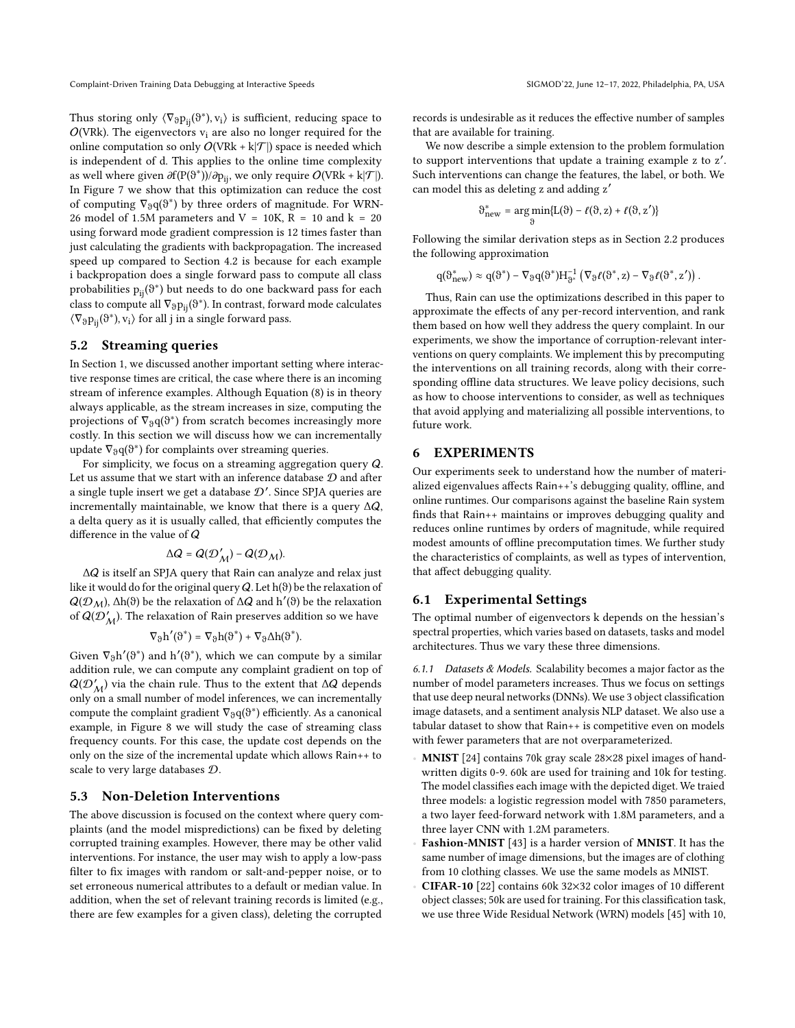Thus storing only $\langle \nabla_\vartheta p_{ij}(\vartheta^*), v_i \rangle$ is sufficient, reducing space to $O(\text{VRk})$. The eigenvectors $v_i$ are also no longer required for the online computation so only $O(\text{VRk} + k|\mathcal{T}|)$ space is needed which is independent of d. This applies to the online time complexity as well where given $\partial f(P(\vartheta^*))/\partial p_{ij}$, we only require $O(\text{VRk} + k|\mathcal{T}|)$. In Figure 7 we show that this optimization can reduce the cost of computing $\nabla_\vartheta q(\vartheta^*)$ by three orders of magnitude. For WRN-26 model of 1.5M parameters and V = 10K, R = 10 and k = 20 using forward mode gradient compression is 12 times faster than just calculating the gradients with backpropagation. The increased speed up compared to Section 4.2 is because for each example i backpropation does a single forward pass to compute all class probabilities $p_{ij}(\vartheta^*)$ but needs to do one backward pass for each class to compute all $\nabla_\vartheta p_{ij}(\vartheta^*)$. In contrast, forward mode calculates $\langle \nabla_\vartheta p_{ij}(\vartheta^*), v_i \rangle$ for all j in a single forward pass.

### 5.2 Streaming queries

In Section 1, we discussed another important setting where interactive response times are critical, the case where there is an incoming stream of inference examples. Although Equation (8) is in theory always applicable, as the stream increases in size, computing the projections of $\nabla_\vartheta q(\vartheta^*)$ from scratch becomes increasingly more costly. In this section we will discuss how we can incrementally update $\nabla_\vartheta q(\vartheta^*)$ for complaints over streaming queries.

For simplicity, we focus on a streaming aggregation query $Q$. Let us assume that we start with an inference database $\mathcal{D}$ and after a single tuple insert we get a database $\mathcal{D}'$. Since SPJA queries are incrementally maintainable, we know that there is a query $\Delta Q$, a delta query as it is usually called, that efficiently computes the difference in the value of $Q$

$$\Delta Q = Q(\mathcal{D}'_{\mathcal{M}}) - Q(\mathcal{D}_{\mathcal{M}}).$$

$\Delta Q$ is itself an SPJA query that Rain can analyze and relax just like it would do for the original query $Q$. Let $h(\vartheta)$ be the relaxation of $Q(\mathcal{D}_{\mathcal{M}})$, $\Delta h(\vartheta)$ be the relaxation of $\Delta Q$ and $h'(\vartheta)$ be the relaxation of $Q(\mathcal{D}'_{\mathcal{M}})$. The relaxation of Rain preserves addition so we have

$$\nabla_\vartheta h'(\vartheta^*) = \nabla_\vartheta h(\vartheta^*) + \nabla_\vartheta \Delta h(\vartheta^*).$$

Given $\nabla_\vartheta h'(\vartheta^*)$ and $h'(\vartheta^*)$, which we can compute by a similar addition rule, we can compute any complaint gradient on top of $Q(\mathcal{D}'_{\mathcal{M}})$ via the chain rule. Thus to the extent that $\Delta Q$ depends only on a small number of model inferences, we can incrementally compute the complaint gradient $\nabla_\vartheta q(\vartheta^*)$ efficiently. As a canonical example, in Figure 8 we will study the case of streaming class frequency counts. For this case, the update cost depends on the only on the size of the incremental update which allows Rain++ to scale to very large databases $\mathcal{D}$.

### 5.3 Non-Deletion Interventions

The above discussion is focused on the context where query complaints (and the model mispredictions) can be fixed by deleting corrupted training examples. However, there may be other valid interventions. For instance, the user may wish to apply a low-pass filter to fix images with random or salt-and-pepper noise, or to set erroneous numerical attributes to a default or median value. In addition, when the set of relevant training records is limited (e.g., there are few examples for a given class), deleting the corrupted records is undesirable as it reduces the effective number of samples that are available for training.

We now describe a simple extension to the problem formulation to support interventions that update a training example z to z′. Such interventions can change the features, the label, or both. We can model this as deleting z and adding z′

$$\vartheta^*_{\text{new}} = \arg\min_\vartheta \{L(\vartheta) - \ell(\vartheta, z) + \ell(\vartheta, z')\}$$

Following the similar derivation steps as in Section 2.2 produces the following approximation

$$q(\vartheta^*_{\text{new}}) \approx q(\vartheta^*) - \nabla_\vartheta q(\vartheta^*) H^{-1}_{\vartheta^*} \left( \nabla_\vartheta \ell(\vartheta^*, z) - \nabla_\vartheta \ell(\vartheta^*, z') \right).$$

Thus, Rain can use the optimizations described in this paper to approximate the effects of any per-record intervention, and rank them based on how well they address the query complaint. In our experiments, we show the importance of corruption-relevant interventions on query complaints. We implement this by precomputing the interventions on all training records, along with their corresponding offline data structures. We leave policy decisions, such as how to choose interventions to consider, as well as techniques that avoid applying and materializing all possible interventions, to future work.

## 6 EXPERIMENTS

Our experiments seek to understand how the number of materialized eigenvalues affects Rain++'s debugging quality, offline, and online runtimes. Our comparisons against the baseline Rain system finds that Rain++ maintains or improves debugging quality and reduces online runtimes by orders of magnitude, while required modest amounts of offline precomputation times. We further study the characteristics of complaints, as well as types of intervention, that affect debugging quality.

### 6.1 Experimental Settings

The optimal number of eigenvectors k depends on the hessian's spectral properties, which varies based on datasets, tasks and model architectures. Thus we vary these three dimensions.

*6.1.1 Datasets & Models.* Scalability becomes a major factor as the number of model parameters increases. Thus we focus on settings that use deep neural networks (DNNs). We use 3 object classification image datasets, and a sentiment analysis NLP dataset. We also use a tabular dataset to show that Rain++ is competitive even on models with fewer parameters that are not overparameterized.

- **MNIST** [24] contains 70k gray scale 28×28 pixel images of handwritten digits 0-9. 60k are used for training and 10k for testing. The model classifies each image with the depicted diget. We traied three models: a logistic regression model with 7850 parameters, a two layer feed-forward network with 1.8M parameters, and a three layer CNN with 1.2M parameters.
- **Fashion-MNIST** [43] is a harder version of **MNIST**. It has the same number of image dimensions, but the images are of clothing from 10 clothing classes. We use the same models as MNIST.
- **CIFAR-10** [22] contains 60k 32×32 color images of 10 different object classes; 50k are used for training. For this classification task, we use three Wide Residual Network (WRN) models [45] with 10,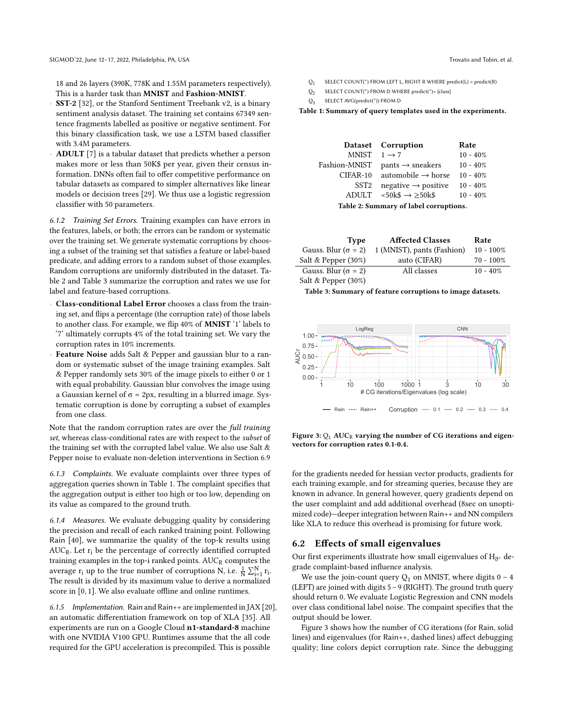18 and 26 layers (390K, 778K and 1.55M parameters respectively). This is a harder task than **MNIST** and **Fashion-MNIST**.

- **SST-2** [32], or the Stanford Sentiment Treebank v2, is a binary sentiment analysis dataset. The training set contains 67349 sentence fragments labelled as positive or negative sentiment. For this binary classification task, we use a LSTM based classifier with 3.4M parameters.
- **ADULT** [7] is a tabular dataset that predicts whether a person makes more or less than 50K$ per year, given their census information. DNNs often fail to offer competitive performance on tabular datasets as compared to simpler alternatives like linear models or decision trees [29]. We thus use a logistic regression classifier with 50 parameters.

*6.1.2 Training Set Errors.* Training examples can have errors in the features, labels, or both; the errors can be random or systematic over the training set. We generate systematic corruptions by choosing a subset of the training set that satisfies a feature or label-based predicate, and adding errors to a random subset of those examples. Random corruptions are uniformly distributed in the dataset. Table 2 and Table 3 summarize the corruption and rates we use for label and feature-based corruptions.

- **Class-conditional Label Error** chooses a class from the training set, and flips a percentage (the corruption rate) of those labels to another class. For example, we flip 40% of **MNIST** '1' labels to '7' ultimately corrupts 4% of the total training set. We vary the corruption rates in 10% increments.
- **Feature Noise** adds Salt & Pepper and gaussian blur to a random or systematic subset of the image training examples. Salt & Pepper randomly sets 30% of the image pixels to either 0 or 1 with equal probability. Gaussian blur convolves the image using a Gaussian kernel of $\sigma = 2$px, resulting in a blurred image. Systematic corruption is done by corrupting a subset of examples from one class.

Note that the random corruption rates are over the *full training set*, whereas class-conditional rates are with respect to the *subset* of the training set with the corrupted label value. We also use Salt & Pepper noise to evaluate non-deletion interventions in Section 6.9

*6.1.3 Complaints.* We evaluate complaints over three types of aggregation queries shown in Table 1. The complaint specifies that the aggregation output is either too high or too low, depending on its value as compared to the ground truth.

*6.1.4 Measures.* We evaluate debugging quality by considering the precision and recall of each ranked training point. Following Rain [40], we summarize the quality of the top-k results using $AUC_R$. Let $r_i$ be the percentage of correctly identified corrupted training examples in the top-i ranked points. $AUC_R$ computes the average $r_i$ up to the true number of corruptions N, i.e. $\frac{1}{N}\sum_{i=1}^{N} r_i$. The result is divided by its maximum value to derive a normalized score in $[0, 1]$. We also evaluate offline and online runtimes.

*6.1.5 Implementation.* Rain and Rain++ are implemented in JAX [20], an automatic differentiation framework on top of XLA [35]. All experiments are run on a Google Cloud **n1-standard-8** machine with one NVIDIA V100 GPU. Runtimes assume that the all code required for the GPU acceleration is precompiled. This is possible for the gradients needed for hessian vector products, gradients for each training example, and for streaming queries, because they are known in advance. In general however, query gradients depend on the user complaint and add additional overhead (8sec on unoptimized code)—deeper integration between Rain++ and NN compilers like XLA to reduce this overhead is promising for future work.

| | |
|---|---|
| $Q_1$ | SELECT COUNT(*) FROM LEFT L, RIGHT R WHERE predict(L) = predict(R) |
| $Q_2$ | SELECT COUNT(*) FROM D WHERE predict(*)= {class} |
| $Q_3$ | SELECT AVG(predict(*)) FROM D |

**Table 1: Summary of query templates used in the experiments.**

| Dataset | Corruption | Rate |
|---|---|---|
| MNIST | $1 \rightarrow 7$ | 10 - 40% |
| Fashion-MNIST | pants $\rightarrow$ sneakers | 10 - 40% |
| CIFAR-10 | automobile $\rightarrow$ horse | 10 - 40% |
| SST2 | negative $\rightarrow$ positive | 10 - 40% |
| ADULT | <50k$ $\rightarrow$ ≥50k$ | 10 - 40% |

**Table 2: Summary of label corruptions.**

| Type | Affected Classes | Rate |
|---|---|---|
| Gauss. Blur ($\sigma = 2$) | 1 (MNIST), pants (Fashion) | 10 - 100% |
| Salt & Pepper (30%) | auto (CIFAR) | 70 - 100% |
| Gauss. Blur ($\sigma = 2$) Salt & Pepper (30%) | All classes | 10 - 40% |

**Table 3: Summary of feature corruptions to image datasets.**

**Figure 3: $Q_1$ $AUC_R$ varying the number of CG iterations and eigenvectors for corruption rates 0.1-0.4.**

## 6.2 Effects of small eigenvalues

Our first experiments illustrate how small eigenvalues of $H_{\theta^*}$ degrade complaint-based influence analysis.

We use the join-count query $Q_1$ on MNIST, where digits 0 – 4 (LEFT) are joined with digits 5 – 9 (RIGHT). The ground truth query should return 0. We evaluate Logistic Regression and CNN models over class conditional label noise. The compaint specifies that the output should be lower.

Figure 3 shows how the number of CG iterations (for Rain, solid lines) and eigenvalues (for Rain++, dashed lines) affect debugging quality; line colors depict corruption rate. Since the debugging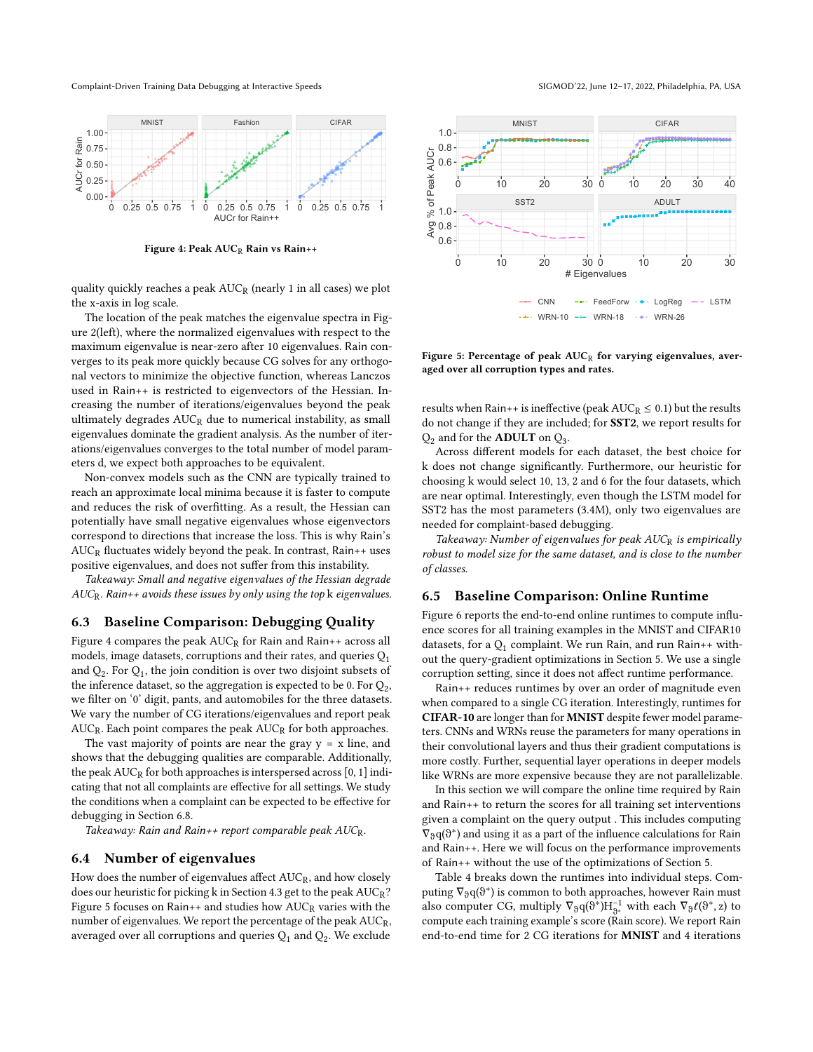Figure 4: Peak $AUC_R$ Rain vs Rain++

quality quickly reaches a peak $AUC_R$ (nearly 1 in all cases) we plot the x-axis in log scale.

The location of the peak matches the eigenvalue spectra in Figure 2(left), where the normalized eigenvalues with respect to the maximum eigenvalue is near-zero after 10 eigenvalues. Rain converges to its peak more quickly because CG solves for any orthogonal vectors to minimize the objective function, whereas Lanczos used in Rain++ is restricted to eigenvectors of the Hessian. Increasing the number of iterations/eigenvalues beyond the peak ultimately degrades $AUC_R$ due to numerical instability, as small eigenvalues dominate the gradient analysis. As the number of iterations/eigenvalues converges to the total number of model parameters d, we expect both approaches to be equivalent.

Non-convex models such as the CNN are typically trained to reach an approximate local minima because it is faster to compute and reduces the risk of overfitting. As a result, the Hessian can potentially have small negative eigenvalues whose eigenvectors correspond to directions that increase the loss. This is why Rain's $AUC_R$ fluctuates widely beyond the peak. In contrast, Rain++ uses positive eigenvalues, and does not suffer from this instability.

*Takeaway: Small and negative eigenvalues of the Hessian degrade $AUC_R$. Rain++ avoids these issues by only using the top* k *eigenvalues.*

## 6.3 Baseline Comparison: Debugging Quality

Figure 4 compares the peak $AUC_R$ for Rain and Rain++ across all models, image datasets, corruptions and their rates, and queries $Q_1$ and $Q_2$. For $Q_1$, the join condition is over two disjoint subsets of the inference dataset, so the aggregation is expected to be 0. For $Q_2$, we filter on '0' digit, pants, and automobiles for the three datasets. We vary the number of CG iterations/eigenvalues and report peak $AUC_R$. Each point compares the peak $AUC_R$ for both approaches.

The vast majority of points are near the gray y = x line, and shows that the debugging qualities are comparable. Additionally, the peak $AUC_R$ for both approaches is interspersed across [0, 1] indicating that not all complaints are effective for all settings. We study the conditions when a complaint can be expected to be effective for debugging in Section 6.8.

*Takeaway: Rain and Rain++ report comparable peak $AUC_R$.*

## 6.4 Number of eigenvalues

How does the number of eigenvalues affect $AUC_R$, and how closely does our heuristic for picking k in Section 4.3 get to the peak $AUC_R$? Figure 5 focuses on Rain++ and studies how $AUC_R$ varies with the number of eigenvalues. We report the percentage of the peak $AUC_R$, averaged over all corruptions and queries $Q_1$ and $Q_2$. We exclude

Figure 5: Percentage of peak $AUC_R$ for varying eigenvalues, averaged over all corruption types and rates.

results when Rain++ is ineffective (peak $AUC_R \leq 0.1$) but the results do not change if they are included; for **SST2**, we report results for $Q_2$ and for the **ADULT** on $Q_3$.

Across different models for each dataset, the best choice for k does not change significantly. Furthermore, our heuristic for choosing k would select 10, 13, 2 and 6 for the four datasets, which are near optimal. Interestingly, even though the LSTM model for SST2 has the most parameters (3.4M), only two eigenvalues are needed for complaint-based debugging.

*Takeaway: Number of eigenvalues for peak $AUC_R$ is empirically robust to model size for the same dataset, and is close to the number of classes.*

## 6.5 Baseline Comparison: Online Runtime

Figure 6 reports the end-to-end online runtimes to compute influence scores for all training examples in the MNIST and CIFAR10 datasets, for a $Q_1$ complaint. We run Rain, and run Rain++ without the query-gradient optimizations in Section 5. We use a single corruption setting, since it does not affect runtime performance.

Rain++ reduces runtimes by over an order of magnitude even when compared to a single CG iteration. Interestingly, runtimes for **CIFAR-10** are longer than for **MNIST** despite fewer model parameters. CNNs and WRNs reuse the parameters for many operations in their convolutional layers and thus their gradient computations is more costly. Further, sequential layer operations in deeper models like WRNs are more expensive because they are not parallelizable.

In this section we will compare the online time required by Rain and Rain++ to return the scores for all training set interventions given a complaint on the query output . This includes computing $\nabla_\vartheta q(\vartheta^*)$ and using it as a part of the influence calculations for Rain and Rain++. Here we will focus on the performance improvements of Rain++ without the use of the optimizations of Section 5.

Table 4 breaks down the runtimes into individual steps. Computing $\nabla_\vartheta q(\vartheta^*)$ is common to both approaches, however Rain must also computer CG, multiply $\nabla_\vartheta q(\vartheta^*) H_{\vartheta^*}^{-1}$ with each $\nabla_\vartheta \ell(\vartheta^*, z)$ to compute each training example's score (Rain score). We report Rain end-to-end time for 2 CG iterations for **MNIST** and 4 iterations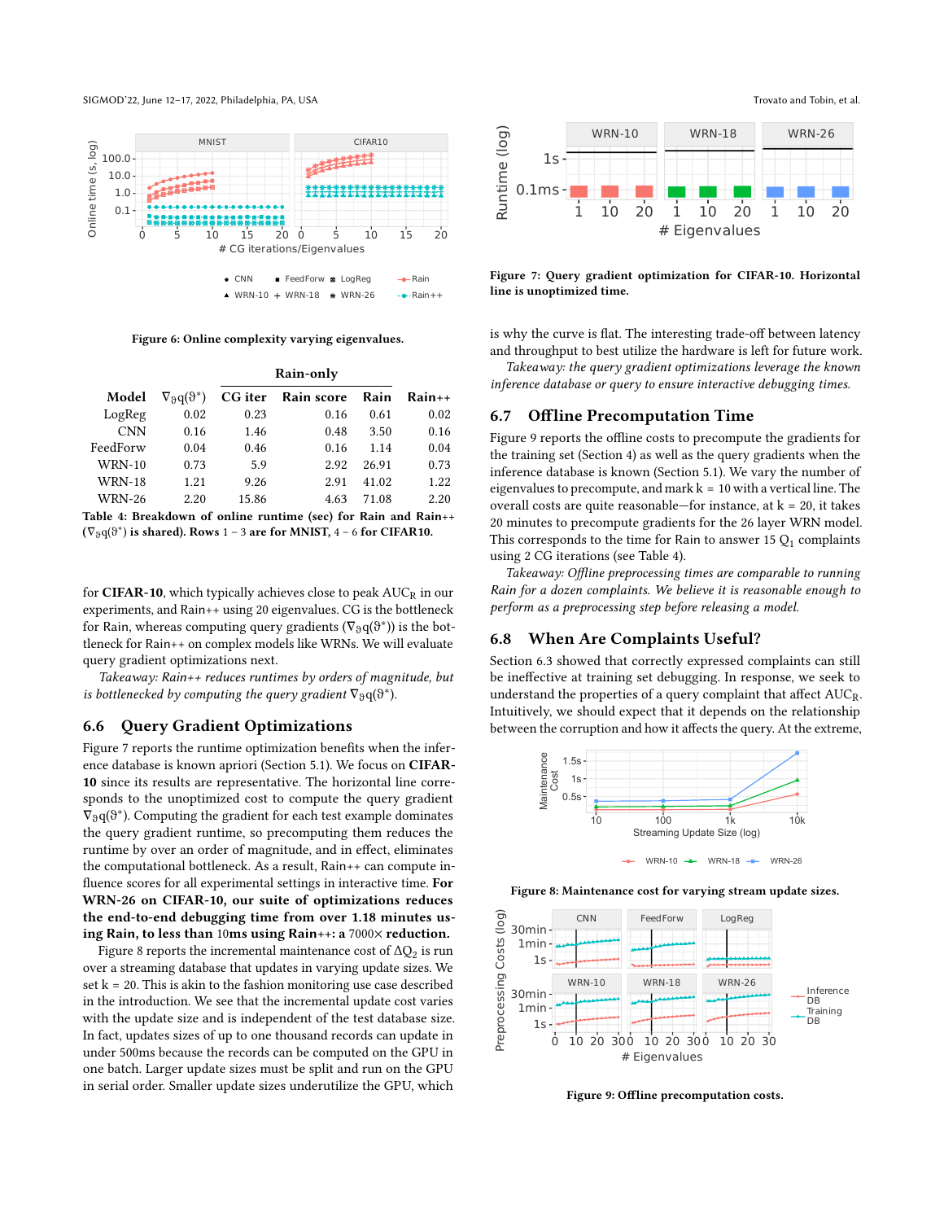Figure 6: Online complexity varying eigenvalues.

| Model | $\nabla_\vartheta q(\vartheta^*)$ | Rain-only CG iter | Rain-only Rain score | Rain | Rain++ |
|---|---|---|---|---|---|
| LogReg | 0.02 | 0.23 | 0.16 | 0.61 | 0.02 |
| CNN | 0.16 | 1.46 | 0.48 | 3.50 | 0.16 |
| FeedForw | 0.04 | 0.46 | 0.16 | 1.14 | 0.04 |
| WRN-10 | 0.73 | 5.9 | 2.92 | 26.91 | 0.73 |
| WRN-18 | 1.21 | 9.26 | 2.91 | 41.02 | 1.22 |
| WRN-26 | 2.20 | 15.86 | 4.63 | 71.08 | 2.20 |

**Table 4: Breakdown of online runtime (sec) for Rain and Rain++ ($\nabla_\vartheta q(\vartheta^*)$ is shared). Rows $1-3$ are for MNIST, $4-6$ for CIFAR10.**

for **CIFAR-10**, which typically achieves close to peak $AUC_R$ in our experiments, and Rain++ using 20 eigenvalues. CG is the bottleneck for Rain, whereas computing query gradients ($\nabla_\vartheta q(\vartheta^*)$) is the bottleneck for Rain++ on complex models like WRNs. We will evaluate query gradient optimizations next.

*Takeaway: Rain++ reduces runtimes by orders of magnitude, but is bottlenecked by computing the query gradient $\nabla_\vartheta q(\vartheta^*)$.*

## 6.6 Query Gradient Optimizations

Figure 7 reports the runtime optimization benefits when the inference database is known apriori (Section 5.1). We focus on **CIFAR-10** since its results are representative. The horizontal line corresponds to the unoptimized cost to compute the query gradient $\nabla_\vartheta q(\vartheta^*)$. Computing the gradient for each test example dominates the query gradient runtime, so precomputing them reduces the runtime by over an order of magnitude, and in effect, eliminates the computational bottleneck. As a result, Rain++ can compute influence scores for all experimental settings in interactive time. **For WRN-26 on CIFAR-10, our suite of optimizations reduces the end-to-end debugging time from over 1.18 minutes using Rain, to less than 10ms using Rain++: a 7000× reduction.**

Figure 8 reports the incremental maintenance cost of $\Delta Q_2$ is run over a streaming database that updates in varying update sizes. We set k = 20. This is akin to the fashion monitoring use case described in the introduction. We see that the incremental update cost varies with the update size and is independent of the test database size. In fact, updates sizes of up to one thousand records can update in under 500ms because the records can be computed on the GPU in one batch. Larger update sizes must be split and run on the GPU in serial order. Smaller update sizes underutilize the GPU, which is why the curve is flat. The interesting trade-off between latency and throughput to best utilize the hardware is left for future work.

*Takeaway: the query gradient optimizations leverage the known inference database or query to ensure interactive debugging times.*

**Figure 7: Query gradient optimization for CIFAR-10. Horizontal line is unoptimized time.**

## 6.7 Offline Precomputation Time

Figure 9 reports the offline costs to precompute the gradients for the training set (Section 4) as well as the query gradients when the inference database is known (Section 5.1). We vary the number of eigenvalues to precompute, and mark k = 10 with a vertical line. The overall costs are quite reasonable—for instance, at k = 20, it takes 20 minutes to precompute gradients for the 26 layer WRN model. This corresponds to the time for Rain to answer 15 $Q_1$ complaints using 2 CG iterations (see Table 4).

*Takeaway: Offline preprocessing times are comparable to running Rain for a dozen complaints. We believe it is reasonable enough to perform as a preprocessing step before releasing a model.*

## 6.8 When Are Complaints Useful?

Section 6.3 showed that correctly expressed complaints can still be ineffective at training set debugging. In response, we seek to understand the properties of a query complaint that affect $AUC_R$. Intuitively, we should expect that it depends on the relationship between the corruption and how it affects the query. At the extreme,

**Figure 8: Maintenance cost for varying stream update sizes.**

**Figure 9: Offline precomputation costs.**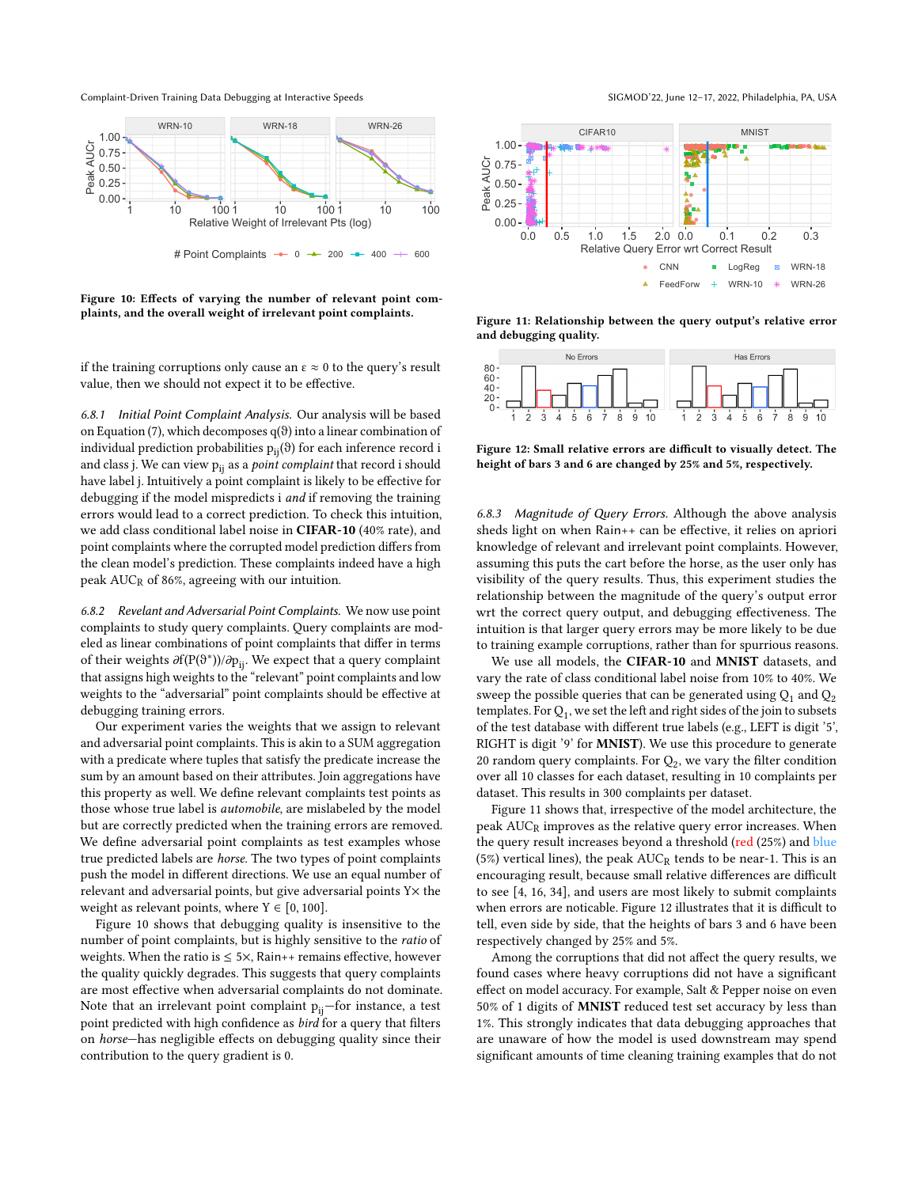Figure 10: Effects of varying the number of relevant point complaints, and the overall weight of irrelevant point complaints.

if the training corruptions only cause an $\epsilon \approx 0$ to the query's result value, then we should not expect it to be effective.

*6.8.1 Initial Point Complaint Analysis.* Our analysis will be based on Equation (7), which decomposes $q(\vartheta)$ into a linear combination of individual prediction probabilities $p_{ij}(\vartheta)$ for each inference record $i$ and class $j$. We can view $p_{ij}$ as a *point complaint* that record $i$ should have label $j$. Intuitively a point complaint is likely to be effective for debugging if the model mispredicts $i$ *and* if removing the training errors would lead to a correct prediction. To check this intuition, we add class conditional label noise in **CIFAR-10** (40% rate), and point complaints where the corrupted model prediction differs from the clean model's prediction. These complaints indeed have a high peak $AUC_R$ of 86%, agreeing with our intuition.

*6.8.2 Revelant and Adversarial Point Complaints.* We now use point complaints to study query complaints. Query complaints are modeled as linear combinations of point complaints that differ in terms of their weights $\partial f(P(\vartheta^*))/\partial p_{ij}$. We expect that a query complaint that assigns high weights to the "relevant" point complaints and low weights to the "adversarial" point complaints should be effective at debugging training errors.

Our experiment varies the weights that we assign to relevant and adversarial point complaints. This is akin to a SUM aggregation with a predicate where tuples that satisfy the predicate increase the sum by an amount based on their attributes. Join aggregations have this property as well. We define relevant complaints test points as those whose true label is *automobile*, are mislabeled by the model but are correctly predicted when the training errors are removed. We define adversarial point complaints as test examples whose true predicted labels are *horse*. The two types of point complaints push the model in different directions. We use an equal number of relevant and adversarial points, but give adversarial points $Y\times$ the weight as relevant points, where $Y \in [0, 100]$.

Figure 10 shows that debugging quality is insensitive to the number of point complaints, but is highly sensitive to the *ratio* of weights. When the ratio is $\leq 5\times$, Rain++ remains effective, however the quality quickly degrades. This suggests that query complaints are most effective when adversarial complaints do not dominate. Note that an irrelevant point complaint $p_{ij}$—for instance, a test point predicted with high confidence as *bird* for a query that filters on *horse*—has negligible effects on debugging quality since their contribution to the query gradient is 0.

Figure 11: Relationship between the query output's relative error and debugging quality.

Figure 12: Small relative errors are difficult to visually detect. The height of bars 3 and 6 are changed by 25% and 5%, respectively.

*6.8.3 Magnitude of Query Errors.* Although the above analysis sheds light on when Rain++ can be effective, it relies on apriori knowledge of relevant and irrelevant point complaints. However, assuming this puts the cart before the horse, as the user only has visibility of the query results. Thus, this experiment studies the relationship between the magnitude of the query's output error wrt the correct query output, and debugging effectiveness. The intuition is that larger query errors may be more likely to be due to training example corruptions, rather than for spurrious reasons.

We use all models, the **CIFAR-10** and **MNIST** datasets, and vary the rate of class conditional label noise from 10% to 40%. We sweep the possible queries that can be generated using $Q_1$ and $Q_2$ templates. For $Q_1$, we set the left and right sides of the join to subsets of the test database with different true labels (e.g., LEFT is digit '5', RIGHT is digit '9' for **MNIST**). We use this procedure to generate 20 random query complaints. For $Q_2$, we vary the filter condition over all 10 classes for each dataset, resulting in 10 complaints per dataset. This results in 300 complaints per dataset.

Figure 11 shows that, irrespective of the model architecture, the peak $AUC_R$ improves as the relative query error increases. When the query result increases beyond a threshold (red (25%) and blue (5%) vertical lines), the peak $AUC_R$ tends to be near-1. This is an encouraging result, because small relative differences are difficult to see [4, 16, 34], and users are most likely to submit complaints when errors are noticable. Figure 12 illustrates that it is difficult to tell, even side by side, that the heights of bars 3 and 6 have been respectively changed by 25% and 5%.

Among the corruptions that did not affect the query results, we found cases where heavy corruptions did not have a significant effect on model accuracy. For example, Salt & Pepper noise on even 50% of 1 digits of **MNIST** reduced test set accuracy by less than 1%. This study indicates that data debugging approaches that are unaware of how the model is used downstream may spend significant amounts of time cleaning training examples that do not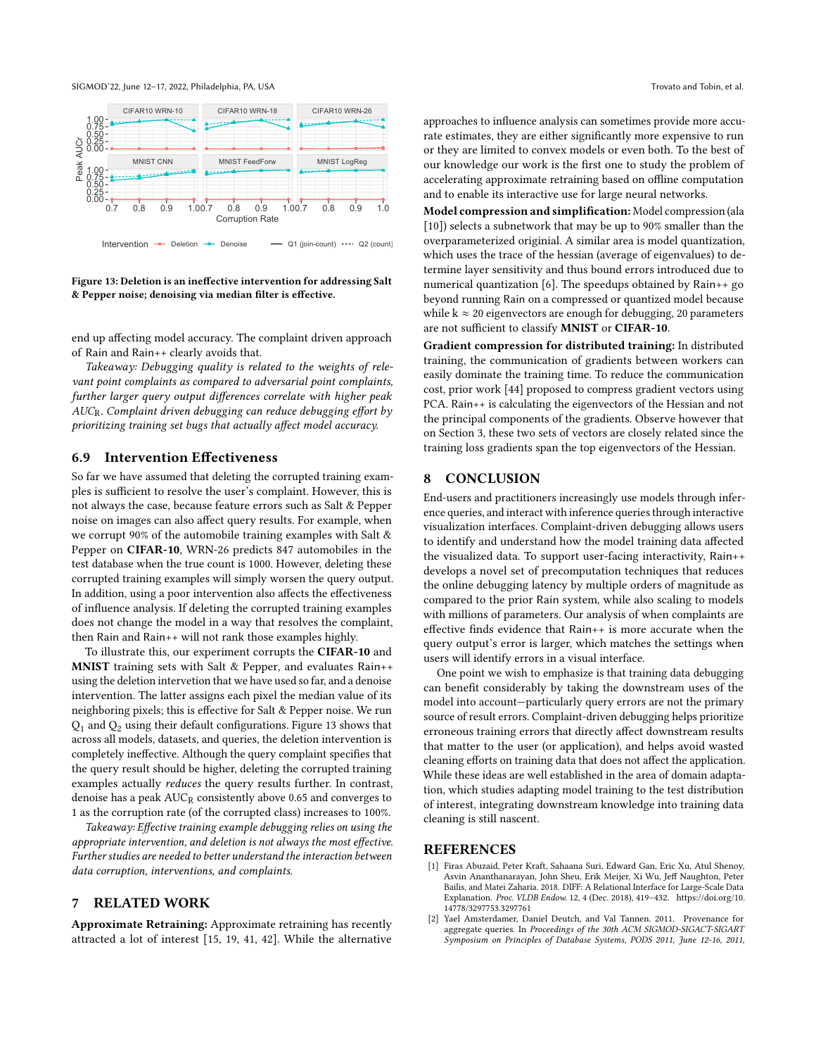Figure 13: Deletion is an ineffective intervention for addressing Salt & Pepper noise; denoising via median filter is effective.

end up affecting model accuracy. The complaint driven approach of Rain and Rain++ clearly avoids that.

*Takeaway: Debugging quality is related to the weights of relevant point complaints as compared to adversarial point complaints, further larger query output differences correlate with higher peak $AUC_R$. Complaint driven debugging can reduce debugging effort by prioritizing training set bugs that actually affect model accuracy.*

## 6.9 Intervention Effectiveness

So far we have assumed that deleting the corrupted training examples is sufficient to resolve the user's complaint. However, this is not always the case, because feature errors such as Salt & Pepper noise on images can also affect query results. For example, when we corrupt 90% of the automobile training examples with Salt & Pepper on **CIFAR-10**, WRN-26 predicts 847 automobiles in the test database when the true count is 1000. However, deleting these corrupted training examples will simply worsen the query output. In addition, using a poor intervention also affects the effectiveness of influence analysis. If deleting the corrupted training examples does not change the model in a way that resolves the complaint, then Rain and Rain++ will not rank those examples highly.

To illustrate this, our experiment corrupts the **CIFAR-10** and **MNIST** training sets with Salt & Pepper, and evaluates Rain++ using the deletion intervention that we have used so far, and a denoise intervention. The latter assigns each pixel the median value of its neighboring pixels; this is effective for Salt & Pepper noise. We run $Q_1$ and $Q_2$ using their default configurations. Figure 13 shows that across all models, datasets, and queries, the deletion intervention is completely ineffective. Although the query complaint specifies that the query result should be higher, deleting the corrupted training examples actually *reduces* the query results further. In contrast, denoise has a peak $AUC_R$ consistently above 0.65 and converges to 1 as the corruption rate (of the corrupted class) increases to 100%.

*Takeaway: Effective training example debugging relies on using the appropriate intervention, and deletion is not always the most effective. Further studies are needed to better understand the interaction between data corruption, interventions, and complaints.*

# 7 RELATED WORK

**Approximate Retraining:** Approximate retraining has recently attracted a lot of interest [15, 19, 41, 42]. While the alternative approaches to influence analysis can sometimes provide more accurate estimates, they are either significantly more expensive to run or they are limited to convex models or even both. To the best of our knowledge our work is the first one to study the problem of accelerating approximate retraining based on offline computation and to enable its interactive use for large neural networks.

**Model compression and simplification:** Model compression (ala [10]) selects a subnetwork that may be up to 90% smaller than the overparameterized originial. A similar area is model quantization, which uses the trace of the hessian (average of eigenvalues) to determine layer sensitivity and thus bound errors introduced due to numerical quantization [6]. The speedups obtained by Rain++ go beyond running Rain on a compressed or quantized model because while $k \approx 20$ eigenvectors are enough for debugging, 20 parameters are not sufficient to classify **MNIST** or **CIFAR-10**.

**Gradient compression for distributed training:** In distributed training, the communication of gradients between workers can easily dominate the training time. To reduce the communication cost, prior work [44] proposed to compress gradient vectors using PCA. Rain++ is calculating the eigenvectors of the Hessian and not the principal components of the gradients. Observe however that on Section 3, these two sets of vectors are closely related since the training loss gradients span the top eigenvectors of the Hessian.

# 8 CONCLUSION

End-users and practitioners increasingly use models through inference queries, and interact with inference queries through interactive visualization interfaces. Complaint-driven debugging allows users to identify and understand how the model training data affected the visualized data. To support user-facing interactivity, Rain++ develops a novel set of precomputation techniques that reduces the online debugging latency by multiple orders of magnitude as compared to the prior Rain system, while also scaling to models with millions of parameters. Our analysis of when complaints are effective finds evidence that Rain++ is more accurate when the query output's error is larger, which matches the settings when users will identify errors in a visual interface.

One point we wish to emphasize is that training data debugging can benefit considerably by taking the downstream uses of the model into account—particularly query errors are not the primary source of result errors. Complaint-driven debugging helps prioritize erroneous training errors that directly affect downstream results that matter to the user (or application), and helps avoid wasted cleaning efforts on training data that does not affect the application. While these ideas are well established in the area of domain adaptation, which studies adapting model training to the test distribution of interest, integrating downstream knowledge into training data cleaning is still nascent.

# REFERENCES

[1] Firas Abuzaid, Peter Kraft, Sahaana Suri, Edward Gan, Eric Xu, Atul Shenoy, Asvin Ananthanarayan, John Sheu, Erik Meijer, Xi Wu, Jeff Naughton, Peter Bailis, and Matei Zaharia. 2018. DIFF: A Relational Interface for Large-Scale Data Explanation. *Proc. VLDB Endow.* 12, 4 (Dec. 2018), 419–432. https://doi.org/10.14778/3297753.3297761

[2] Yael Amsterdamer, Daniel Deutch, and Val Tannen. 2011. Provenance for aggregate queries. In *Proceedings of the 30th ACM SIGMOD-SIGACT-SIGART Symposium on Principles of Database Systems, PODS 2011, June 12-16, 2011,*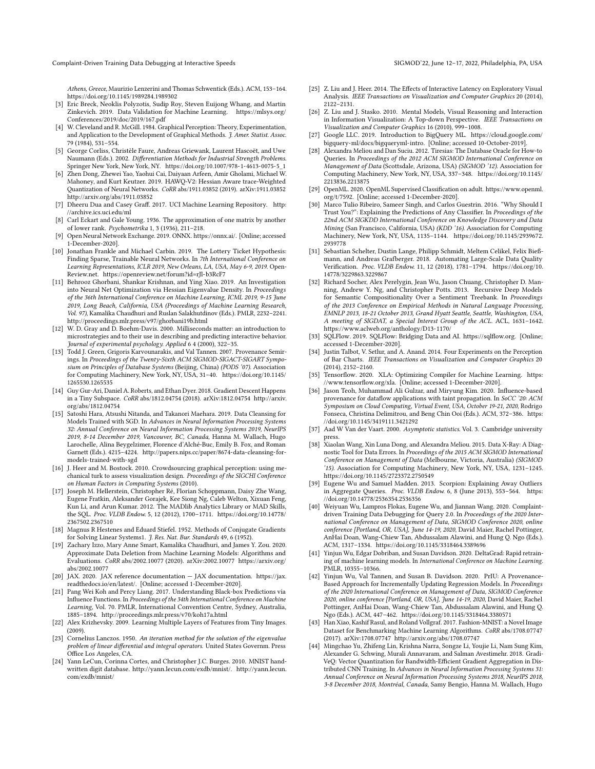*Athens, Greece*, Maurizio Lenzerini and Thomas Schwentick (Eds.). ACM, 153–164. https://doi.org/10.1145/1989284.1989302

- [3] Eric Breck, Neoklis Polyzotis, Sudip Roy, Steven Euijong Whang, and Martin Zinkevich. 2019. Data Validation for Machine Learning. https://mlsys.org/Conferences/2019/doc/2019/167.pdf
- [4] W. Cleveland and R. McGill. 1984. Graphical Perception: Theory, Experimentation, and Application to the Development of Graphical Methods. *J. Amer. Statist. Assoc.* 79 (1984), 531–554.
- [5] George Corliss, Christèle Faure, Andreas Griewank, Laurent Hascoët, and Uwe Naumann (Eds.). 2002. *Differentiation Methods for Industrial Strength Problems.* Springer New York, New York, NY. https://doi.org/10.1007/978-1-4613-0075-5_1
- [6] Zhen Dong, Zhewei Yao, Yaohui Cai, Daiyaan Arfeen, Amir Gholami, Michael W. Mahoney, and Kurt Keutzer. 2019. HAWQ-V2: Hessian Aware trace-Weighted Quantization of Neural Networks. *CoRR* abs/1911.03852 (2019). arXiv:1911.03852 http://arxiv.org/abs/1911.03852
- [7] Dheeru Dua and Casey Graff. 2017. UCI Machine Learning Repository. http://archive.ics.uci.edu/ml
- [8] Carl Eckart and Gale Young. 1936. The approximation of one matrix by another of lower rank. *Psychometrika* 1, 3 (1936), 211–218.
- [9] Open Neural Network Exchange. 2019. ONNX. https://onnx.ai/. [Online; accessed 1-December-2020].
- [10] Jonathan Frankle and Michael Carbin. 2019. The Lottery Ticket Hypothesis: Finding Sparse, Trainable Neural Networks. In *7th International Conference on Learning Representations, ICLR 2019, New Orleans, LA, USA, May 6-9, 2019.* OpenReview.net. https://openreview.net/forum?id=rJl-b3RcF7
- [11] Behrooz Ghorbani, Shankar Krishnan, and Ying Xiao. 2019. An Investigation into Neural Net Optimization via Hessian Eigenvalue Density. In *Proceedings of the 36th International Conference on Machine Learning, ICML 2019, 9-15 June 2019, Long Beach, California, USA (Proceedings of Machine Learning Research, Vol. 97)*, Kamalika Chaudhuri and Ruslan Salakhutdinov (Eds.). PMLR, 2232–2241. http://proceedings.mlr.press/v97/ghorbani19b.html
- [12] W. D. Gray and D. Boehm-Davis. 2000. Milliseconds matter: an introduction to microstrategies and to their use in describing and predicting interactive behavior. *Journal of experimental psychology. Applied* 6 4 (2000), 322–35.
- [13] Todd J. Green, Grigoris Karvounarakis, and Val Tannen. 2007. Provenance Semirings. In *Proceedings of the Twenty-Sixth ACM SIGMOD-SIGACT-SIGART Symposium on Principles of Database Systems* (Beijing, China) *(PODS '07)*. Association for Computing Machinery, New York, NY, USA, 31–40. https://doi.org/10.1145/1265530.1265535
- [14] Guy Gur-Ari, Daniel A. Roberts, and Ethan Dyer. 2018. Gradient Descent Happens in a Tiny Subspace. *CoRR* abs/1812.04754 (2018). arXiv:1812.04754 http://arxiv.org/abs/1812.04754
- [15] Satoshi Hara, Atsushi Nitanda, and Takanori Maehara. 2019. Data Cleansing for Models Trained with SGD. In *Advances in Neural Information Processing Systems 32: Annual Conference on Neural Information Processing Systems 2019, NeurIPS 2019, 8-14 December 2019, Vancouver, BC, Canada*, Hanna M. Wallach, Hugo Larochelle, Alina Beygelzimer, Florence d'Alché-Buc, Emily B. Fox, and Roman Garnett (Eds.). 4215–4224. http://papers.nips.cc/paper/8674-data-cleansing-for-models-trained-with-sgd
- [16] J. Heer and M. Bostock. 2010. Crowdsourcing graphical perception: using mechanical turk to assess visualization design. *Proceedings of the SIGCHI Conference on Human Factors in Computing Systems* (2010).
- [17] Joseph M. Hellerstein, Christopher Ré, Florian Schoppmann, Daisy Zhe Wang, Eugene Fratkin, Aleksander Gorajek, Kee Siong Ng, Caleb Welton, Xixuan Feng, Kun Li, and Arun Kumar. 2012. The MADlib Analytics Library or MAD Skills, the SQL. *Proc. VLDB Endow.* 5, 12 (2012), 1700–1711. https://doi.org/10.14778/2367502.2367510
- [18] Magnus R Hestenes and Eduard Stiefel. 1952. Methods of Conjugate Gradients for Solving Linear Systems1. *J. Res. Nat. Bur. Standards* 49, 6 (1952).
- [19] Zachary Izzo, Mary Anne Smart, Kamalika Chaudhuri, and James Y. Zou. 2020. Approximate Data Deletion from Machine Learning Models: Algorithms and Evaluations. *CoRR* abs/2002.10077 (2020). arXiv:2002.10077 https://arxiv.org/abs/2002.10077
- [20] JAX. 2020. JAX reference documentation — JAX documentation. https://jax.readthedocs.io/en/latest/. [Online; accessed 1-December-2020].
- [21] Pang Wei Koh and Percy Liang. 2017. Understanding Black-box Predictions via Influence Functions. In *Proceedings of the 34th International Conference on Machine Learning*, Vol. 70. PMLR, International Convention Centre, Sydney, Australia, 1885–1894. http://proceedings.mlr.press/v70/koh17a.html
- [22] Alex Krizhevsky. 2009. Learning Multiple Layers of Features from Tiny Images. (2009).
- [23] Cornelius Lanczos. 1950. *An iteration method for the solution of the eigenvalue problem of linear differential and integral operators.* United States Governm. Press Office Los Angeles, CA.
- [24] Yann LeCun, Corinna Cortes, and Christopher J.C. Burges. 2010. MNIST handwritten digit database. http://yann.lecun.com/exdb/mnist/. http://yann.lecun.com/exdb/mnist/
- [25] Z. Liu and J. Heer. 2014. The Effects of Interactive Latency on Exploratory Visual Analysis. *IEEE Transactions on Visualization and Computer Graphics* 20 (2014), 2122–2131.
- [26] Z. Liu and J. Stasko. 2010. Mental Models, Visual Reasoning and Interaction in Information Visualization: A Top-down Perspective. *IEEE Transactions on Visualization and Computer Graphics* 16 (2010), 999–1008.
- [27] Google LLC. 2019. Introduction to BigQuery ML. https://cloud.google.com/bigquery-ml/docs/bigqueryml-intro. [Online; accessed 10-October-2019].
- [28] Alexandra Meliou and Dan Suciu. 2012. Tiresias: The Database Oracle for How-to Queries. In *Proceedings of the 2012 ACM SIGMOD International Conference on Management of Data* (Scottsdale, Arizona, USA) *(SIGMOD '12)*. Association for Computing Machinery, New York, NY, USA, 337–348. https://doi.org/10.1145/2213836.2213875
- [29] OpenML. 2020. OpenML Supervised Classification on adult. https://www.openml.org/t/7592. [Online; accessed 1-December-2020].
- [30] Marco Tulio Ribeiro, Sameer Singh, and Carlos Guestrin. 2016. "Why Should I Trust You?": Explaining the Predictions of Any Classifier. In *Proceedings of the 22nd ACM SIGKDD International Conference on Knowledge Discovery and Data Mining* (San Francisco, California, USA) *(KDD '16)*. Association for Computing Machinery, New York, NY, USA, 1135–1144. https://doi.org/10.1145/2939672.2939778
- [31] Sebastian Schelter, Dustin Lange, Philipp Schmidt, Meltem Celikel, Felix Bießmann, and Andreas Grafberger. 2018. Automating Large-Scale Data Quality Verification. *Proc. VLDB Endow.* 11, 12 (2018), 1781–1794. https://doi.org/10.14778/3229863.3229867
- [32] Richard Socher, Alex Perelygin, Jean Wu, Jason Chuang, Christopher D. Manning, Andrew Y. Ng, and Christopher Potts. 2013. Recursive Deep Models for Semantic Compositionality Over a Sentiment Treebank. In *Proceedings of the 2013 Conference on Empirical Methods in Natural Language Processing, EMNLP 2013, 18-21 October 2013, Grand Hyatt Seattle, Seattle, Washington, USA, A meeting of SIGDAT, a Special Interest Group of the ACL.* ACL, 1631–1642. https://www.aclweb.org/anthology/D13-1170/
- [33] SQLFlow. 2019. SQLFlow: Bridging Data and AI. https://sqlflow.org. [Online; accessed 1-December-2020].
- [34] Justin Talbot, V. Setlur, and A. Anand. 2014. Four Experiments on the Perception of Bar Charts. *IEEE Transactions on Visualization and Computer Graphics* 20 (2014), 2152–2160.
- [35] Tensorflow. 2020. XLA: Optimizing Compiler for Machine Learning. https://www.tensorflow.org/xla. [Online; accessed 1-December-2020].
- [36] Jason Teoh, Muhammad Ali Gulzar, and Miryung Kim. 2020. Influence-based provenance for dataflow applications with taint propagation. In *SoCC '20: ACM Symposium on Cloud Computing, Virtual Event, USA, October 19-21, 2020*, Rodrigo Fonseca, Christina Delimitrou, and Beng Chin Ooi (Eds.). ACM, 372–386. https://doi.org/10.1145/3419111.3421292
- [37] Aad W Van der Vaart. 2000. *Asymptotic statistics.* Vol. 3. Cambridge university press.
- [38] Xiaolan Wang, Xin Luna Dong, and Alexandra Meliou. 2015. Data X-Ray: A Diagnostic Tool for Data Errors. In *Proceedings of the 2015 ACM SIGMOD International Conference on Management of Data* (Melbourne, Victoria, Australia) *(SIGMOD '15)*. Association for Computing Machinery, New York, NY, USA, 1231–1245. https://doi.org/10.1145/2723372.2750549
- [39] Eugene Wu and Samuel Madden. 2013. Scorpion: Explaining Away Outliers in Aggregate Queries. *Proc. VLDB Endow.* 6, 8 (June 2013), 553–564. https://doi.org/10.14778/2536354.2536356
- [40] Weiyuan Wu, Lampros Flokas, Eugene Wu, and Jiannan Wang. 2020. Complaint-driven Training Data Debugging for Query 2.0. In *Proceedings of the 2020 International Conference on Management of Data, SIGMOD Conference 2020, online conference [Portland, OR, USA], June 14-19, 2020*, David Maier, Rachel Pottinger, AnHai Doan, Wang-Chiew Tan, Abdussalam Alawini, and Hung Q. Ngo (Eds.). ACM, 1317–1334. https://doi.org/10.1145/3318464.3389696
- [41] Yinjun Wu, Edgar Dobriban, and Susan Davidson. 2020. DeltaGrad: Rapid retraining of machine learning models. In *International Conference on Machine Learning.* PMLR, 10355–10366.
- [42] Yinjun Wu, Val Tannen, and Susan B. Davidson. 2020. PrIU: A Provenance-Based Approach for Incrementally Updating Regression Models. In *Proceedings of the 2020 International Conference on Management of Data, SIGMOD Conference 2020, online conference [Portland, OR, USA], June 14-19, 2020*, David Maier, Rachel Pottinger, AnHai Doan, Wang-Chiew Tan, Abdussalam Alawini, and Hung Q. Ngo (Eds.). ACM, 447–462. https://doi.org/10.1145/3318464.3380571
- [43] Han Xiao, Kashif Rasul, and Roland Vollgraf. 2017. Fashion-MNIST: a Novel Image Dataset for Benchmarking Machine Learning Algorithms. *CoRR* abs/1708.07747 (2017). arXiv:1708.07747 http://arxiv.org/abs/1708.07747
- [44] Mingchao Yu, Zhifeng Lin, Krishna Narra, Songze Li, Youjie Li, Nam Sung Kim, Alexander G. Schwing, Murali Annavaram, and Salman Avestimehr. 2018. GradiVeQ: Vector Quantization for Bandwidth-Efficient Gradient Aggregation in Distributed CNN Training. In *Advances in Neural Information Processing Systems 31: Annual Conference on Neural Information Processing Systems 2018, NeurIPS 2018, 3-8 December 2018, Montréal, Canada*, Samy Bengio, Hanna M. Wallach, Hugo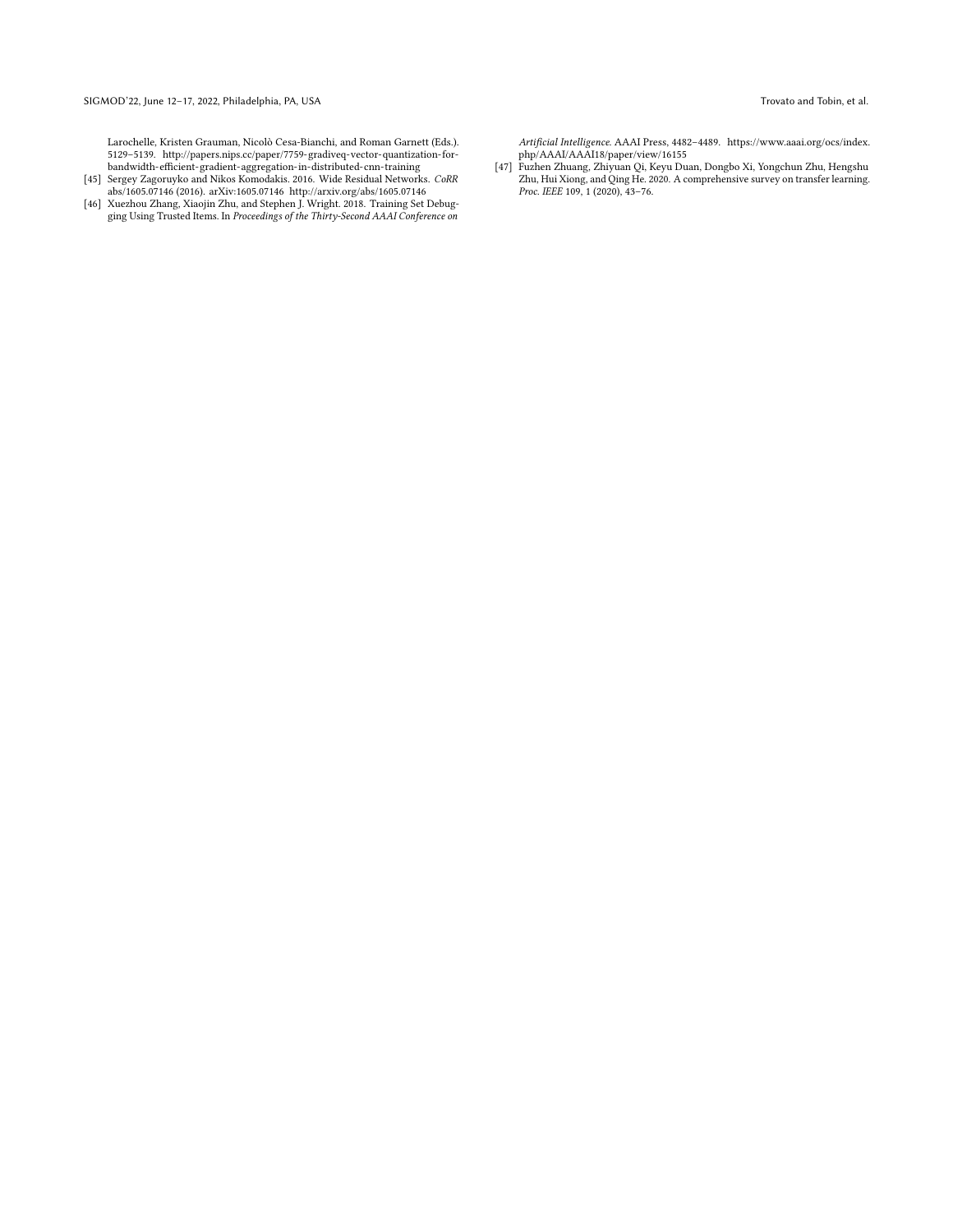Larochelle, Kristen Grauman, Nicolò Cesa-Bianchi, and Roman Garnett (Eds.). 5129–5139. http://papers.nips.cc/paper/7759-gradiveq-vector-quantization-for-bandwidth-efficient-gradient-aggregation-in-distributed-cnn-training

[45] Sergey Zagoruyko and Nikos Komodakis. 2016. Wide Residual Networks. *CoRR* abs/1605.07146 (2016). arXiv:1605.07146 http://arxiv.org/abs/1605.07146

[46] Xuezhou Zhang, Xiaojin Zhu, and Stephen J. Wright. 2018. Training Set Debugging Using Trusted Items. In *Proceedings of the Thirty-Second AAAI Conference on Artificial Intelligence*. AAAI Press, 4482–4489. https://www.aaai.org/ocs/index.php/AAAI/AAAI18/paper/view/16155

[47] Fuzhen Zhuang, Zhiyuan Qi, Keyu Duan, Dongbo Xi, Yongchun Zhu, Hengshu Zhu, Hui Xiong, and Qing He. 2020. A comprehensive survey on transfer learning. *Proc. IEEE* 109, 1 (2020), 43–76.